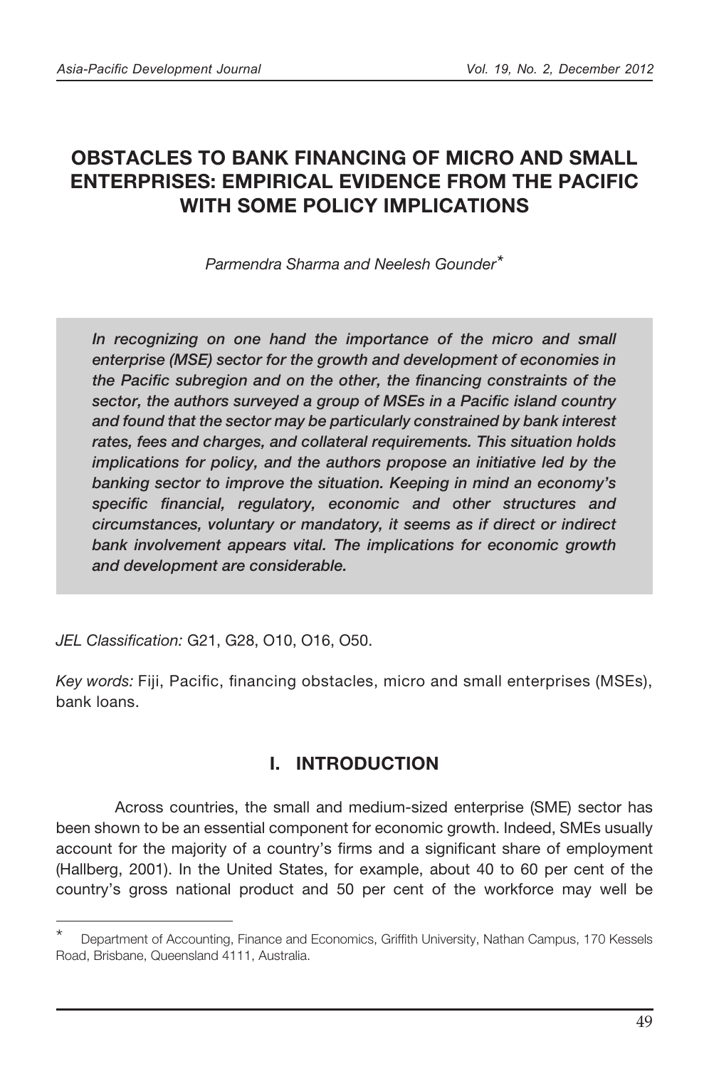# OBSTACLES TO BANK FINANCING OF MICRO AND SMALL ENTERPRISES: EMPIRICAL EVIDENCE FROM THE PACIFIC WITH SOME POLICY IMPLICATIONS

*Parmendra Sharma and Neelesh Gounder**

***In recognizing on one hand the importance of the micro and small enterprise (MSE) sector for the growth and development of economies in the Pacific subregion and on the other, the financing constraints of the sector, the authors surveyed a group of MSEs in a Pacific island country and found that the sector may be particularly constrained by bank interest rates, fees and charges, and collateral requirements. This situation holds implications for policy, and the authors propose an initiative led by the banking sector to improve the situation. Keeping in mind an economy's specific financial, regulatory, economic and other structures and circumstances, voluntary or mandatory, it seems as if direct or indirect bank involvement appears vital. The implications for economic growth and development are considerable.***

*JEL Classification:* G21, G28, O10, O16, O50.

*Key words:* Fiji, Pacific, financing obstacles, micro and small enterprises (MSEs), bank loans.

## I. INTRODUCTION

Across countries, the small and medium-sized enterprise (SME) sector has been shown to be an essential component for economic growth. Indeed, SMEs usually account for the majority of a country's firms and a significant share of employment (Hallberg, 2001). In the United States, for example, about 40 to 60 per cent of the country's gross national product and 50 per cent of the workforce may well be

---

* Department of Accounting, Finance and Economics, Griffith University, Nathan Campus, 170 Kessels Road, Brisbane, Queensland 4111, Australia.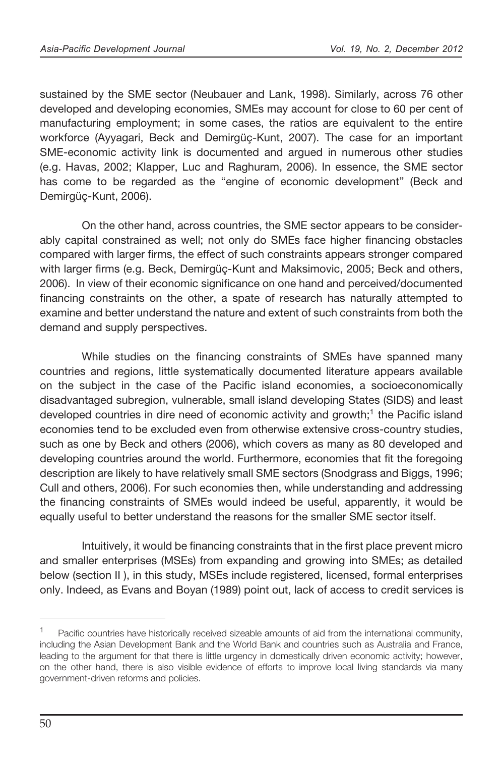sustained by the SME sector (Neubauer and Lank, 1998). Similarly, across 76 other developed and developing economies, SMEs may account for close to 60 per cent of manufacturing employment; in some cases, the ratios are equivalent to the entire workforce (Ayyagari, Beck and Demirgüç-Kunt, 2007). The case for an important SME-economic activity link is documented and argued in numerous other studies (e.g. Havas, 2002; Klapper, Luc and Raghuram, 2006). In essence, the SME sector has come to be regarded as the "engine of economic development" (Beck and Demirgüç-Kunt, 2006).

On the other hand, across countries, the SME sector appears to be considerably capital constrained as well; not only do SMEs face higher financing obstacles compared with larger firms, the effect of such constraints appears stronger compared with larger firms (e.g. Beck, Demirgüç-Kunt and Maksimovic, 2005; Beck and others, 2006). In view of their economic significance on one hand and perceived/documented financing constraints on the other, a spate of research has naturally attempted to examine and better understand the nature and extent of such constraints from both the demand and supply perspectives.

While studies on the financing constraints of SMEs have spanned many countries and regions, little systematically documented literature appears available on the subject in the case of the Pacific island economies, a socioeconomically disadvantaged subregion, vulnerable, small island developing States (SIDS) and least developed countries in dire need of economic activity and growth;[1] the Pacific island economies tend to be excluded even from otherwise extensive cross-country studies, such as one by Beck and others (2006), which covers as many as 80 developed and developing countries around the world. Furthermore, economies that fit the foregoing description are likely to have relatively small SME sectors (Snodgrass and Biggs, 1996; Cull and others, 2006). For such economies then, while understanding and addressing the financing constraints of SMEs would indeed be useful, apparently, it would be equally useful to better understand the reasons for the smaller SME sector itself.

Intuitively, it would be financing constraints that in the first place prevent micro and smaller enterprises (MSEs) from expanding and growing into SMEs; as detailed below (section II ), in this study, MSEs include registered, licensed, formal enterprises only. Indeed, as Evans and Boyan (1989) point out, lack of access to credit services is

[1] Pacific countries have historically received sizeable amounts of aid from the international community, including the Asian Development Bank and the World Bank and countries such as Australia and France, leading to the argument for that there is little urgency in domestically driven economic activity; however, on the other hand, there is also visible evidence of efforts to improve local living standards via many government-driven reforms and policies.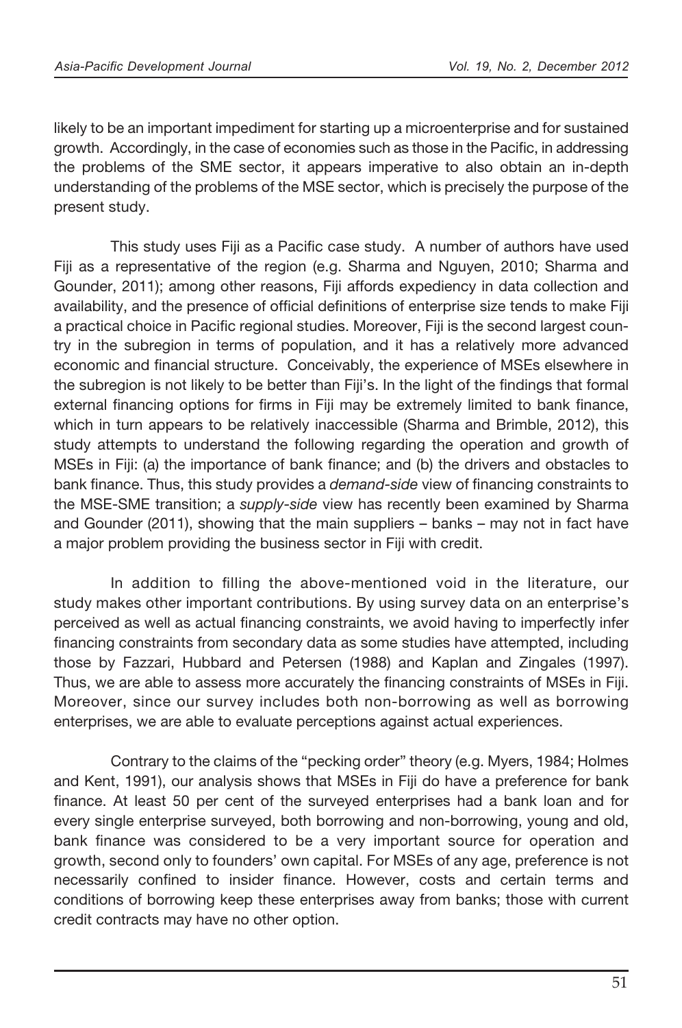likely to be an important impediment for starting up a microenterprise and for sustained growth. Accordingly, in the case of economies such as those in the Pacific, in addressing the problems of the SME sector, it appears imperative to also obtain an in-depth understanding of the problems of the MSE sector, which is precisely the purpose of the present study.

This study uses Fiji as a Pacific case study. A number of authors have used Fiji as a representative of the region (e.g. Sharma and Nguyen, 2010; Sharma and Gounder, 2011); among other reasons, Fiji affords expediency in data collection and availability, and the presence of official definitions of enterprise size tends to make Fiji a practical choice in Pacific regional studies. Moreover, Fiji is the second largest country in the subregion in terms of population, and it has a relatively more advanced economic and financial structure. Conceivably, the experience of MSEs elsewhere in the subregion is not likely to be better than Fiji's. In the light of the findings that formal external financing options for firms in Fiji may be extremely limited to bank finance, which in turn appears to be relatively inaccessible (Sharma and Brimble, 2012), this study attempts to understand the following regarding the operation and growth of MSEs in Fiji: (a) the importance of bank finance; and (b) the drivers and obstacles to bank finance. Thus, this study provides a *demand-side* view of financing constraints to the MSE-SME transition; a *supply-side* view has recently been examined by Sharma and Gounder (2011), showing that the main suppliers – banks – may not in fact have a major problem providing the business sector in Fiji with credit.

In addition to filling the above-mentioned void in the literature, our study makes other important contributions. By using survey data on an enterprise's perceived as well as actual financing constraints, we avoid having to imperfectly infer financing constraints from secondary data as some studies have attempted, including those by Fazzari, Hubbard and Petersen (1988) and Kaplan and Zingales (1997). Thus, we are able to assess more accurately the financing constraints of MSEs in Fiji. Moreover, since our survey includes both non-borrowing as well as borrowing enterprises, we are able to evaluate perceptions against actual experiences.

Contrary to the claims of the "pecking order" theory (e.g. Myers, 1984; Holmes and Kent, 1991), our analysis shows that MSEs in Fiji do have a preference for bank finance. At least 50 per cent of the surveyed enterprises had a bank loan and for every single enterprise surveyed, both borrowing and non-borrowing, young and old, bank finance was considered to be a very important source for operation and growth, second only to founders' own capital. For MSEs of any age, preference is not necessarily confined to insider finance. However, costs and certain terms and conditions of borrowing keep these enterprises away from banks; those with current credit contracts may have no other option.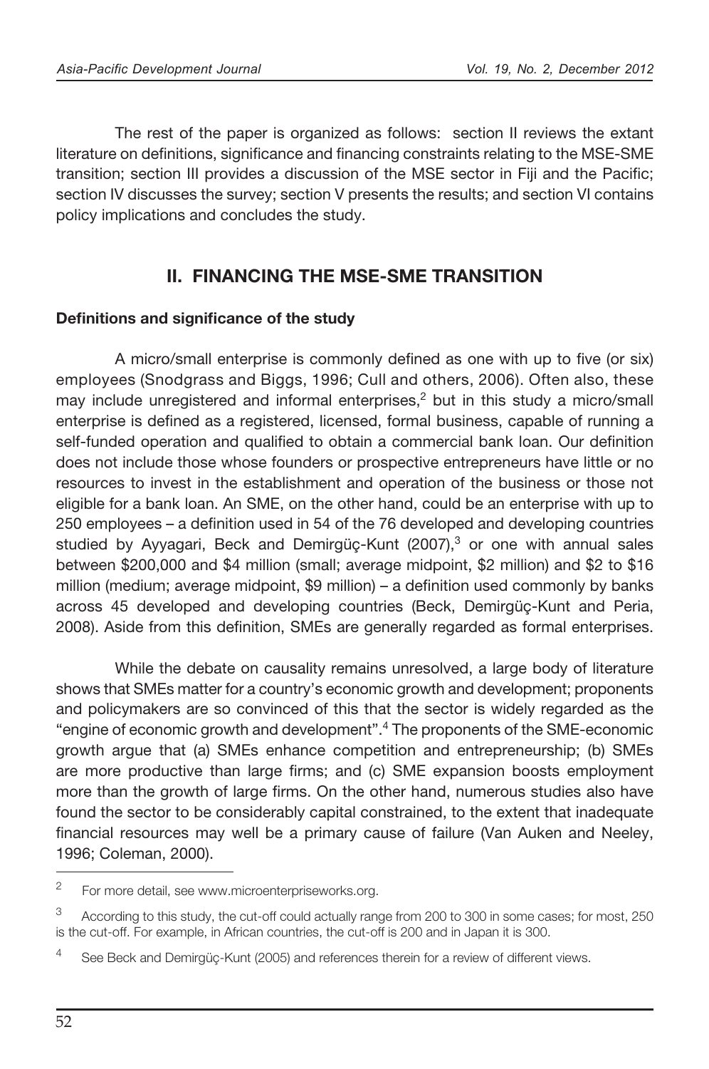The rest of the paper is organized as follows: section II reviews the extant literature on definitions, significance and financing constraints relating to the MSE-SME transition; section III provides a discussion of the MSE sector in Fiji and the Pacific; section IV discusses the survey; section V presents the results; and section VI contains policy implications and concludes the study.

## II. FINANCING THE MSE-SME TRANSITION

### Definitions and significance of the study

A micro/small enterprise is commonly defined as one with up to five (or six) employees (Snodgrass and Biggs, 1996; Cull and others, 2006). Often also, these may include unregistered and informal enterprises,[2] but in this study a micro/small enterprise is defined as a registered, licensed, formal business, capable of running a self-funded operation and qualified to obtain a commercial bank loan. Our definition does not include those whose founders or prospective entrepreneurs have little or no resources to invest in the establishment and operation of the business or those not eligible for a bank loan. An SME, on the other hand, could be an enterprise with up to 250 employees – a definition used in 54 of the 76 developed and developing countries studied by Ayyagari, Beck and Demirgüç-Kunt (2007),[3] or one with annual sales between \$200,000 and \$4 million (small; average midpoint, \$2 million) and \$2 to \$16 million (medium; average midpoint, \$9 million) – a definition used commonly by banks across 45 developed and developing countries (Beck, Demirgüç-Kunt and Peria, 2008). Aside from this definition, SMEs are generally regarded as formal enterprises.

While the debate on causality remains unresolved, a large body of literature shows that SMEs matter for a country's economic growth and development; proponents and policymakers are so convinced of this that the sector is widely regarded as the "engine of economic growth and development".[4] The proponents of the SME-economic growth argue that (a) SMEs enhance competition and entrepreneurship; (b) SMEs are more productive than large firms; and (c) SME expansion boosts employment more than the growth of large firms. On the other hand, numerous studies also have found the sector to be considerably capital constrained, to the extent that inadequate financial resources may well be a primary cause of failure (Van Auken and Neeley, 1996; Coleman, 2000).

---

[2] For more detail, see www.microenterpriseworks.org.

[3] According to this study, the cut-off could actually range from 200 to 300 in some cases; for most, 250 is the cut-off. For example, in African countries, the cut-off is 200 and in Japan it is 300.

[4] See Beck and Demirgüç-Kunt (2005) and references therein for a review of different views.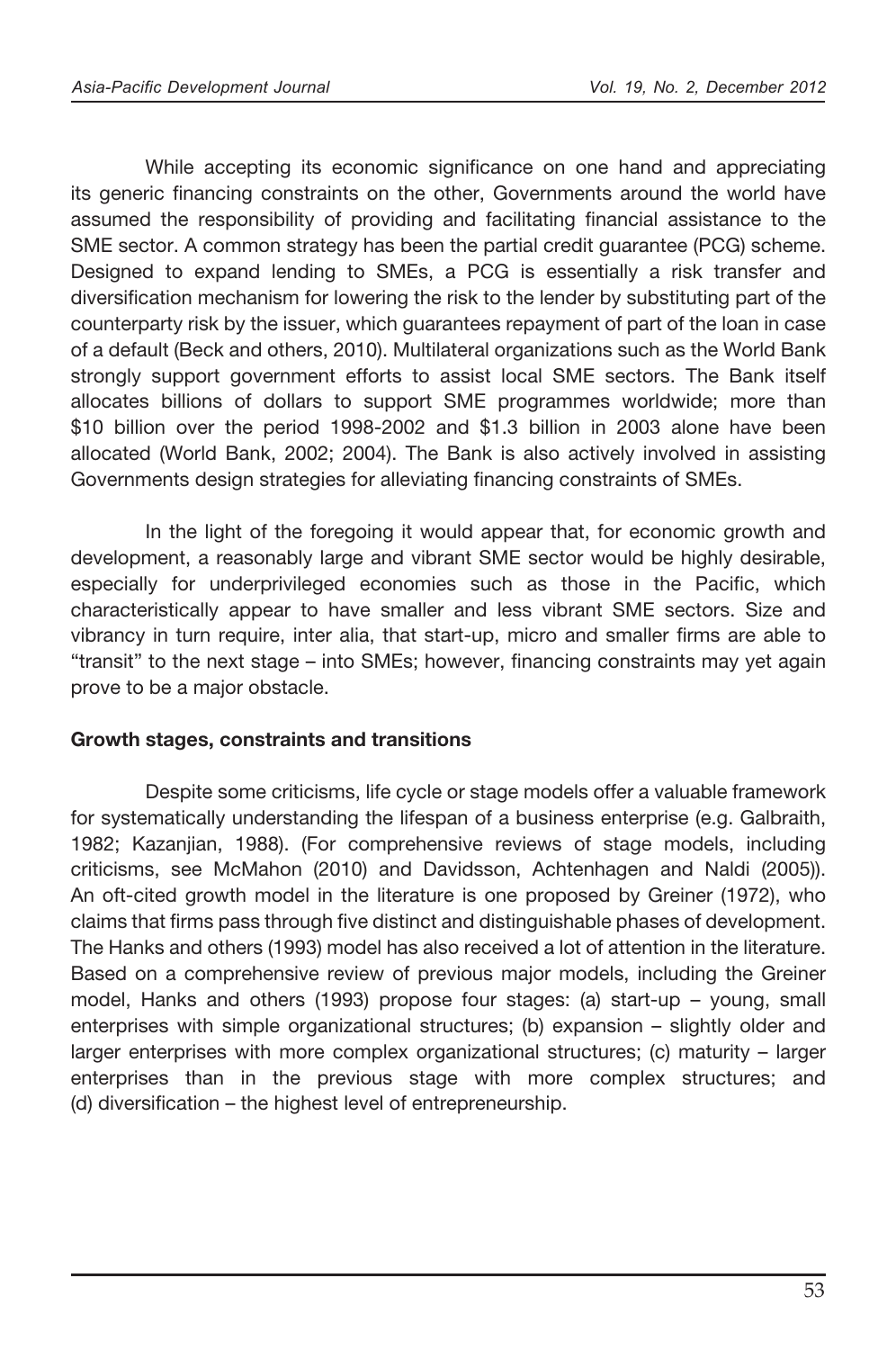While accepting its economic significance on one hand and appreciating its generic financing constraints on the other, Governments around the world have assumed the responsibility of providing and facilitating financial assistance to the SME sector. A common strategy has been the partial credit guarantee (PCG) scheme. Designed to expand lending to SMEs, a PCG is essentially a risk transfer and diversification mechanism for lowering the risk to the lender by substituting part of the counterparty risk by the issuer, which guarantees repayment of part of the loan in case of a default (Beck and others, 2010). Multilateral organizations such as the World Bank strongly support government efforts to assist local SME sectors. The Bank itself allocates billions of dollars to support SME programmes worldwide; more than $10 billion over the period 1998-2002 and $1.3 billion in 2003 alone have been allocated (World Bank, 2002; 2004). The Bank is also actively involved in assisting Governments design strategies for alleviating financing constraints of SMEs.

In the light of the foregoing it would appear that, for economic growth and development, a reasonably large and vibrant SME sector would be highly desirable, especially for underprivileged economies such as those in the Pacific, which characteristically appear to have smaller and less vibrant SME sectors. Size and vibrancy in turn require, inter alia, that start-up, micro and smaller firms are able to "transit" to the next stage – into SMEs; however, financing constraints may yet again prove to be a major obstacle.

**Growth stages, constraints and transitions**

Despite some criticisms, life cycle or stage models offer a valuable framework for systematically understanding the lifespan of a business enterprise (e.g. Galbraith, 1982; Kazanjian, 1988). (For comprehensive reviews of stage models, including criticisms, see McMahon (2010) and Davidsson, Achtenhagen and Naldi (2005)). An oft-cited growth model in the literature is one proposed by Greiner (1972), who claims that firms pass through five distinct and distinguishable phases of development. The Hanks and others (1993) model has also received a lot of attention in the literature. Based on a comprehensive review of previous major models, including the Greiner model, Hanks and others (1993) propose four stages: (a) start-up – young, small enterprises with simple organizational structures; (b) expansion – slightly older and larger enterprises with more complex organizational structures; (c) maturity – larger enterprises than in the previous stage with more complex structures; and (d) diversification – the highest level of entrepreneurship.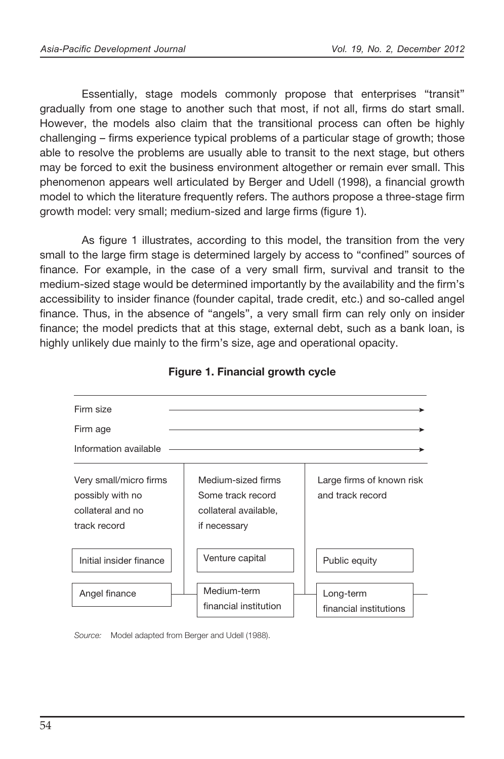Essentially, stage models commonly propose that enterprises "transit" gradually from one stage to another such that most, if not all, firms do start small. However, the models also claim that the transitional process can often be highly challenging – firms experience typical problems of a particular stage of growth; those able to resolve the problems are usually able to transit to the next stage, but others may be forced to exit the business environment altogether or remain ever small. This phenomenon appears well articulated by Berger and Udell (1998), a financial growth model to which the literature frequently refers. The authors propose a three-stage firm growth model: very small; medium-sized and large firms (figure 1).

As figure 1 illustrates, according to this model, the transition from the very small to the large firm stage is determined largely by access to "confined" sources of finance. For example, in the case of a very small firm, survival and transit to the medium-sized stage would be determined importantly by the availability and the firm's accessibility to insider finance (founder capital, trade credit, etc.) and so-called angel finance. Thus, in the absence of "angels", a very small firm can rely only on insider finance; the model predicts that at this stage, external debt, such as a bank loan, is highly unlikely due mainly to the firm's size, age and operational opacity.

**Figure 1. Financial growth cycle**

Firm size →

Firm age →

Information available →

| Very small/micro firms possibly with no collateral and no track record | Medium-sized firms Some track record collateral available, if necessary | Large firms of known risk and track record |
|---|---|---|
| Initial insider finance | Venture capital | Public equity |
| Angel finance | Medium-term financial institution | Long-term financial institutions |

*Source:* Model adapted from Berger and Udell (1988).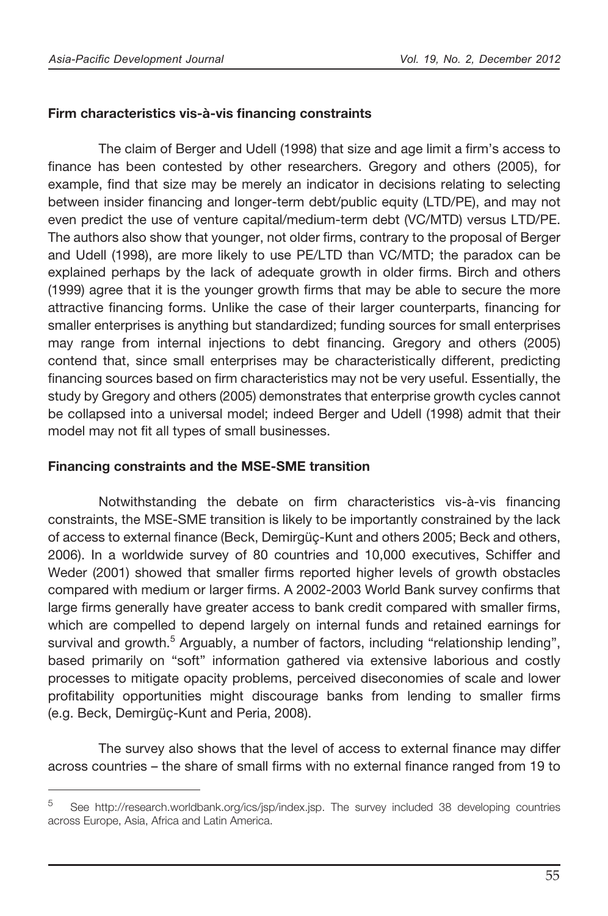**Firm characteristics vis-à-vis financing constraints**

The claim of Berger and Udell (1998) that size and age limit a firm's access to finance has been contested by other researchers. Gregory and others (2005), for example, find that size may be merely an indicator in decisions relating to selecting between insider financing and longer-term debt/public equity (LTD/PE), and may not even predict the use of venture capital/medium-term debt (VC/MTD) versus LTD/PE. The authors also show that younger, not older firms, contrary to the proposal of Berger and Udell (1998), are more likely to use PE/LTD than VC/MTD; the paradox can be explained perhaps by the lack of adequate growth in older firms. Birch and others (1999) agree that it is the younger growth firms that may be able to secure the more attractive financing forms. Unlike the case of their larger counterparts, financing for smaller enterprises is anything but standardized; funding sources for small enterprises may range from internal injections to debt financing. Gregory and others (2005) contend that, since small enterprises may be characteristically different, predicting financing sources based on firm characteristics may not be very useful. Essentially, the study by Gregory and others (2005) demonstrates that enterprise growth cycles cannot be collapsed into a universal model; indeed Berger and Udell (1998) admit that their model may not fit all types of small businesses.

**Financing constraints and the MSE-SME transition**

Notwithstanding the debate on firm characteristics vis-à-vis financing constraints, the MSE-SME transition is likely to be importantly constrained by the lack of access to external finance (Beck, Demirgüç-Kunt and others 2005; Beck and others, 2006). In a worldwide survey of 80 countries and 10,000 executives, Schiffer and Weder (2001) showed that smaller firms reported higher levels of growth obstacles compared with medium or larger firms. A 2002-2003 World Bank survey confirms that large firms generally have greater access to bank credit compared with smaller firms, which are compelled to depend largely on internal funds and retained earnings for survival and growth.[5] Arguably, a number of factors, including "relationship lending", based primarily on "soft" information gathered via extensive laborious and costly processes to mitigate opacity problems, perceived diseconomies of scale and lower profitability opportunities might discourage banks from lending to smaller firms (e.g. Beck, Demirgüç-Kunt and Peria, 2008).

The survey also shows that the level of access to external finance may differ across countries – the share of small firms with no external finance ranged from 19 to

[5] See http://research.worldbank.org/ics/jsp/index.jsp. The survey included 38 developing countries across Europe, Asia, Africa and Latin America.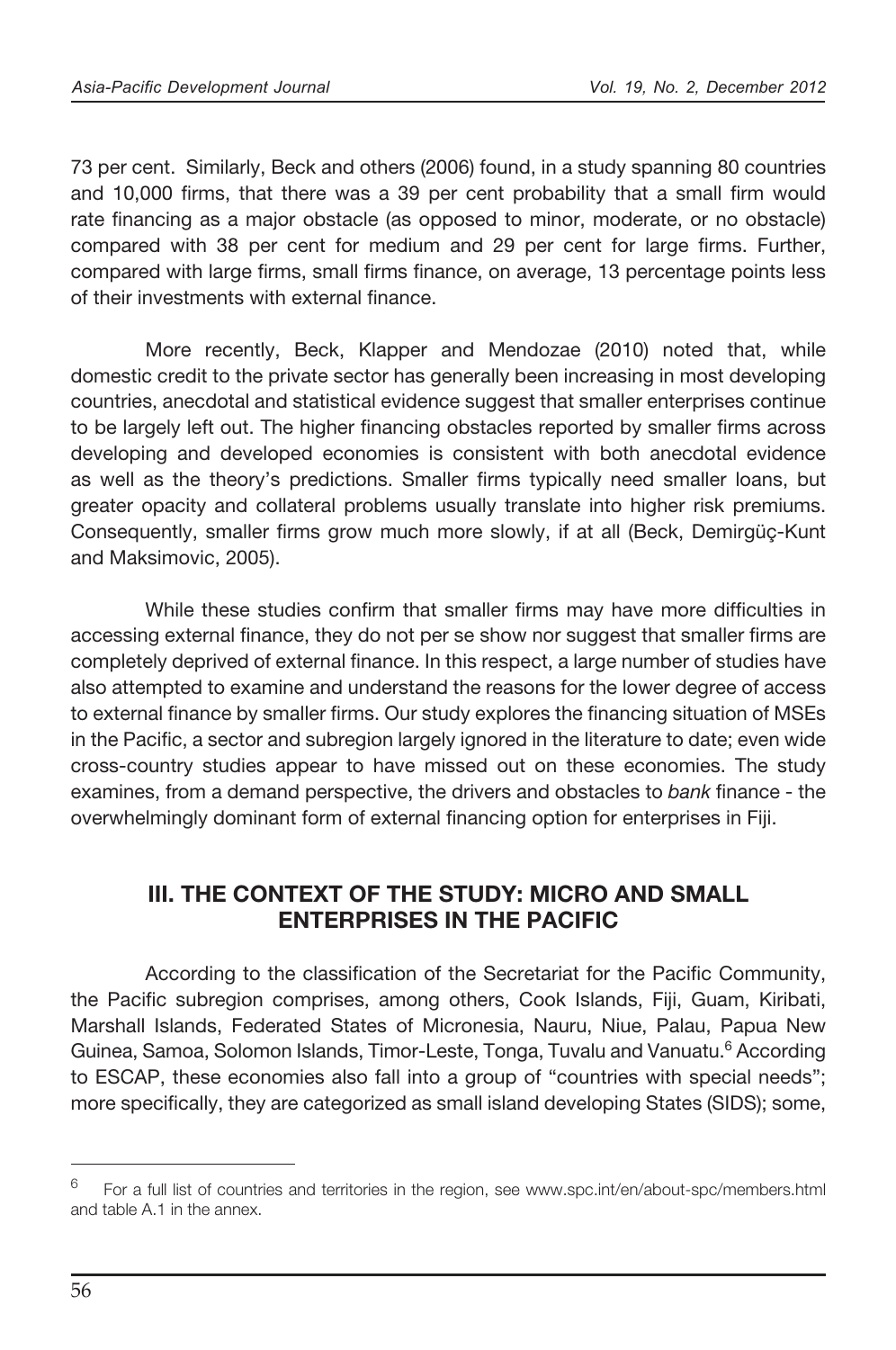73 per cent. Similarly, Beck and others (2006) found, in a study spanning 80 countries and 10,000 firms, that there was a 39 per cent probability that a small firm would rate financing as a major obstacle (as opposed to minor, moderate, or no obstacle) compared with 38 per cent for medium and 29 per cent for large firms. Further, compared with large firms, small firms finance, on average, 13 percentage points less of their investments with external finance.

More recently, Beck, Klapper and Mendozae (2010) noted that, while domestic credit to the private sector has generally been increasing in most developing countries, anecdotal and statistical evidence suggest that smaller enterprises continue to be largely left out. The higher financing obstacles reported by smaller firms across developing and developed economies is consistent with both anecdotal evidence as well as the theory's predictions. Smaller firms typically need smaller loans, but greater opacity and collateral problems usually translate into higher risk premiums. Consequently, smaller firms grow much more slowly, if at all (Beck, Demirgüç-Kunt and Maksimovic, 2005).

While these studies confirm that smaller firms may have more difficulties in accessing external finance, they do not per se show nor suggest that smaller firms are completely deprived of external finance. In this respect, a large number of studies have also attempted to examine and understand the reasons for the lower degree of access to external finance by smaller firms. Our study explores the financing situation of MSEs in the Pacific, a sector and subregion largely ignored in the literature to date; even wide cross-country studies appear to have missed out on these economies. The study examines, from a demand perspective, the drivers and obstacles to *bank* finance - the overwhelmingly dominant form of external financing option for enterprises in Fiji.

## III. THE CONTEXT OF THE STUDY: MICRO AND SMALL ENTERPRISES IN THE PACIFIC

According to the classification of the Secretariat for the Pacific Community, the Pacific subregion comprises, among others, Cook Islands, Fiji, Guam, Kiribati, Marshall Islands, Federated States of Micronesia, Nauru, Niue, Palau, Papua New Guinea, Samoa, Solomon Islands, Timor-Leste, Tonga, Tuvalu and Vanuatu.[6] According to ESCAP, these economies also fall into a group of "countries with special needs"; more specifically, they are categorized as small island developing States (SIDS); some,

[6] For a full list of countries and territories in the region, see www.spc.int/en/about-spc/members.html and table A.1 in the annex.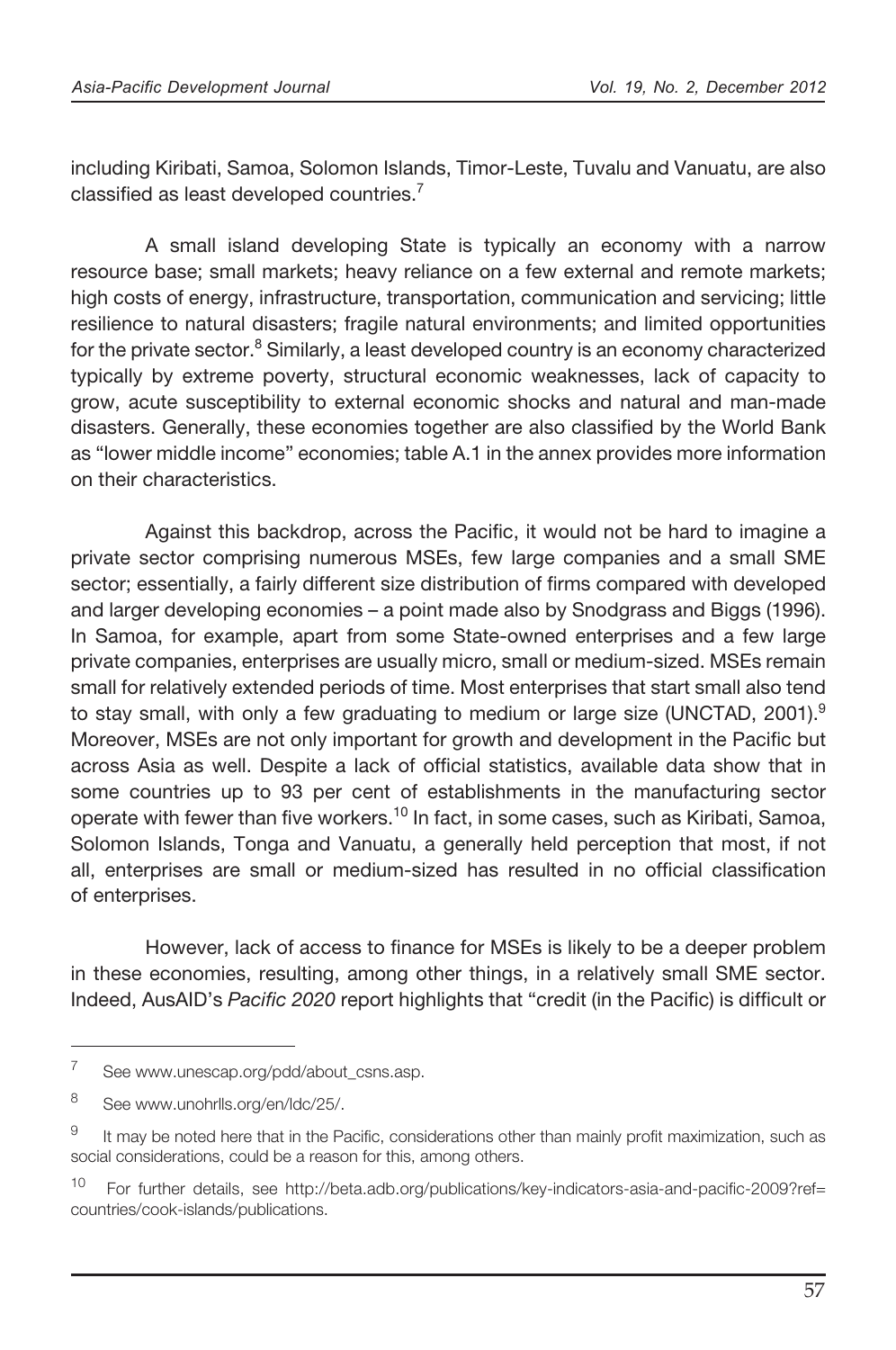including Kiribati, Samoa, Solomon Islands, Timor-Leste, Tuvalu and Vanuatu, are also classified as least developed countries.[7]

A small island developing State is typically an economy with a narrow resource base; small markets; heavy reliance on a few external and remote markets; high costs of energy, infrastructure, transportation, communication and servicing; little resilience to natural disasters; fragile natural environments; and limited opportunities for the private sector.[8] Similarly, a least developed country is an economy characterized typically by extreme poverty, structural economic weaknesses, lack of capacity to grow, acute susceptibility to external economic shocks and natural and man-made disasters. Generally, these economies together are also classified by the World Bank as "lower middle income" economies; table A.1 in the annex provides more information on their characteristics.

Against this backdrop, across the Pacific, it would not be hard to imagine a private sector comprising numerous MSEs, few large companies and a small SME sector; essentially, a fairly different size distribution of firms compared with developed and larger developing economies – a point made also by Snodgrass and Biggs (1996). In Samoa, for example, apart from some State-owned enterprises and a few large private companies, enterprises are usually micro, small or medium-sized. MSEs remain small for relatively extended periods of time. Most enterprises that start small also tend to stay small, with only a few graduating to medium or large size (UNCTAD, 2001).[9] Moreover, MSEs are not only important for growth and development in the Pacific but across Asia as well. Despite a lack of official statistics, available data show that in some countries up to 93 per cent of establishments in the manufacturing sector operate with fewer than five workers.[10] In fact, in some cases, such as Kiribati, Samoa, Solomon Islands, Tonga and Vanuatu, a generally held perception that most, if not all, enterprises are small or medium-sized has resulted in no official classification of enterprises.

However, lack of access to finance for MSEs is likely to be a deeper problem in these economies, resulting, among other things, in a relatively small SME sector. Indeed, AusAID's *Pacific 2020* report highlights that "credit (in the Pacific) is difficult or

---

[7] See www.unescap.org/pdd/about_csns.asp.

[8] See www.unohrlls.org/en/ldc/25/.

[9] It may be noted here that in the Pacific, considerations other than mainly profit maximization, such as social considerations, could be a reason for this, among others.

[10] For further details, see http://beta.adb.org/publications/key-indicators-asia-and-pacific-2009?ref=countries/cook-islands/publications.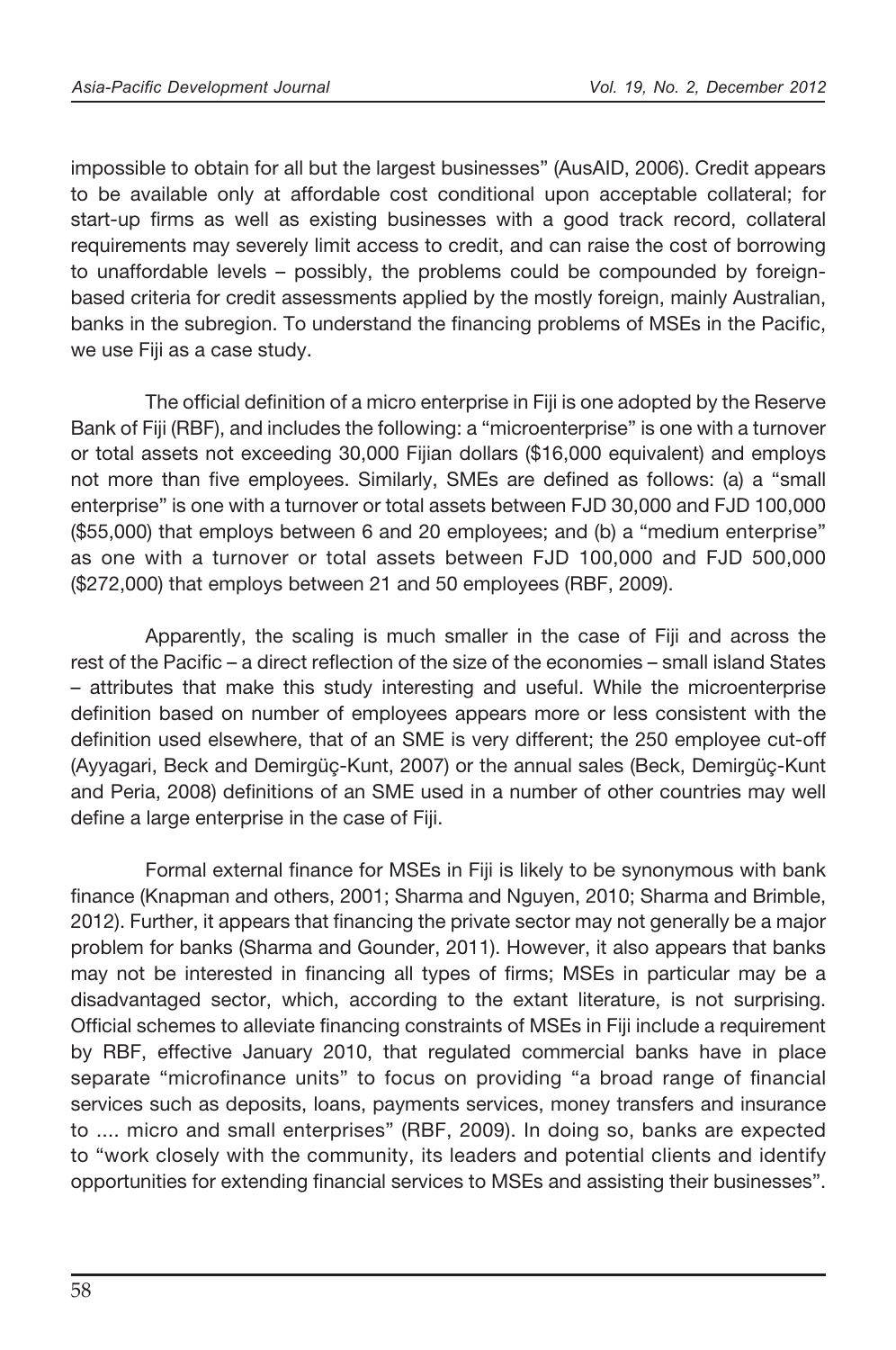impossible to obtain for all but the largest businesses" (AusAID, 2006). Credit appears to be available only at affordable cost conditional upon acceptable collateral; for start-up firms as well as existing businesses with a good track record, collateral requirements may severely limit access to credit, and can raise the cost of borrowing to unaffordable levels – possibly, the problems could be compounded by foreign-based criteria for credit assessments applied by the mostly foreign, mainly Australian, banks in the subregion. To understand the financing problems of MSEs in the Pacific, we use Fiji as a case study.

The official definition of a micro enterprise in Fiji is one adopted by the Reserve Bank of Fiji (RBF), and includes the following: a "microenterprise" is one with a turnover or total assets not exceeding 30,000 Fijian dollars ($16,000 equivalent) and employs not more than five employees. Similarly, SMEs are defined as follows: (a) a "small enterprise" is one with a turnover or total assets between FJD 30,000 and FJD 100,000 ($55,000) that employs between 6 and 20 employees; and (b) a "medium enterprise" as one with a turnover or total assets between FJD 100,000 and FJD 500,000 ($272,000) that employs between 21 and 50 employees (RBF, 2009).

Apparently, the scaling is much smaller in the case of Fiji and across the rest of the Pacific – a direct reflection of the size of the economies – small island States – attributes that make this study interesting and useful. While the microenterprise definition based on number of employees appears more or less consistent with the definition used elsewhere, that of an SME is very different; the 250 employee cut-off (Ayyagari, Beck and Demirgüç-Kunt, 2007) or the annual sales (Beck, Demirgüç-Kunt and Peria, 2008) definitions of an SME used in a number of other countries may well define a large enterprise in the case of Fiji.

Formal external finance for MSEs in Fiji is likely to be synonymous with bank finance (Knapman and others, 2001; Sharma and Nguyen, 2010; Sharma and Brimble, 2012). Further, it appears that financing the private sector may not generally be a major problem for banks (Sharma and Gounder, 2011). However, it also appears that banks may not be interested in financing all types of firms; MSEs in particular may be a disadvantaged sector, which, according to the extant literature, is not surprising. Official schemes to alleviate financing constraints of MSEs in Fiji include a requirement by RBF, effective January 2010, that regulated commercial banks have in place separate "microfinance units" to focus on providing "a broad range of financial services such as deposits, loans, payments services, money transfers and insurance to .... micro and small enterprises" (RBF, 2009). In doing so, banks are expected to "work closely with the community, its leaders and potential clients and identify opportunities for extending financial services to MSEs and assisting their businesses".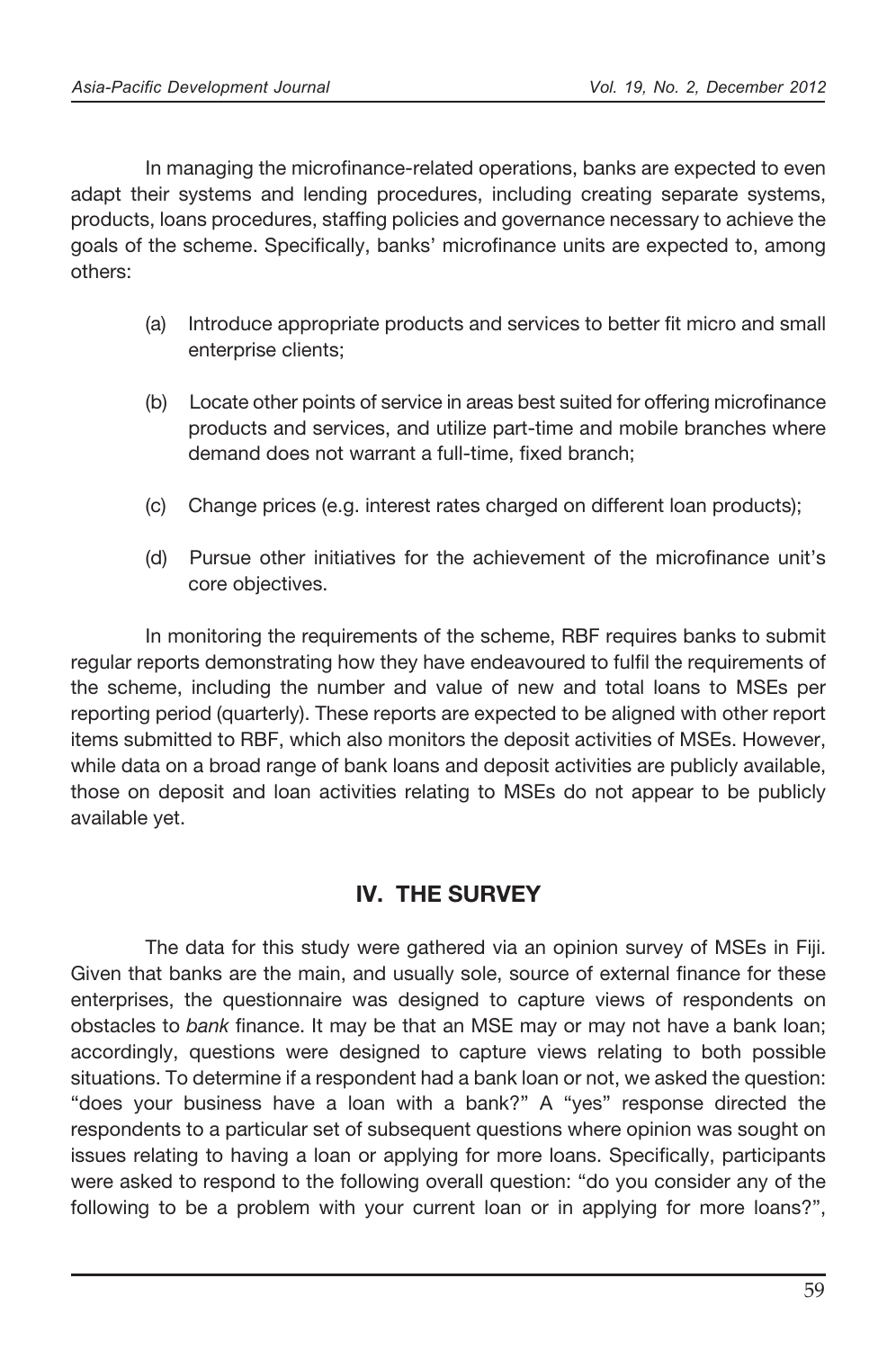In managing the microfinance-related operations, banks are expected to even adapt their systems and lending procedures, including creating separate systems, products, loans procedures, staffing policies and governance necessary to achieve the goals of the scheme. Specifically, banks' microfinance units are expected to, among others:

(a) Introduce appropriate products and services to better fit micro and small enterprise clients;

(b) Locate other points of service in areas best suited for offering microfinance products and services, and utilize part-time and mobile branches where demand does not warrant a full-time, fixed branch;

(c) Change prices (e.g. interest rates charged on different loan products);

(d) Pursue other initiatives for the achievement of the microfinance unit's core objectives.

In monitoring the requirements of the scheme, RBF requires banks to submit regular reports demonstrating how they have endeavoured to fulfil the requirements of the scheme, including the number and value of new and total loans to MSEs per reporting period (quarterly). These reports are expected to be aligned with other report items submitted to RBF, which also monitors the deposit activities of MSEs. However, while data on a broad range of bank loans and deposit activities are publicly available, those on deposit and loan activities relating to MSEs do not appear to be publicly available yet.

## IV. THE SURVEY

The data for this study were gathered via an opinion survey of MSEs in Fiji. Given that banks are the main, and usually sole, source of external finance for these enterprises, the questionnaire was designed to capture views of respondents on obstacles to *bank* finance. It may be that an MSE may or may not have a bank loan; accordingly, questions were designed to capture views relating to both possible situations. To determine if a respondent had a bank loan or not, we asked the question: "does your business have a loan with a bank?" A "yes" response directed the respondents to a particular set of subsequent questions where opinion was sought on issues relating to having a loan or applying for more loans. Specifically, participants were asked to respond to the following overall question: "do you consider any of the following to be a problem with your current loan or in applying for more loans?",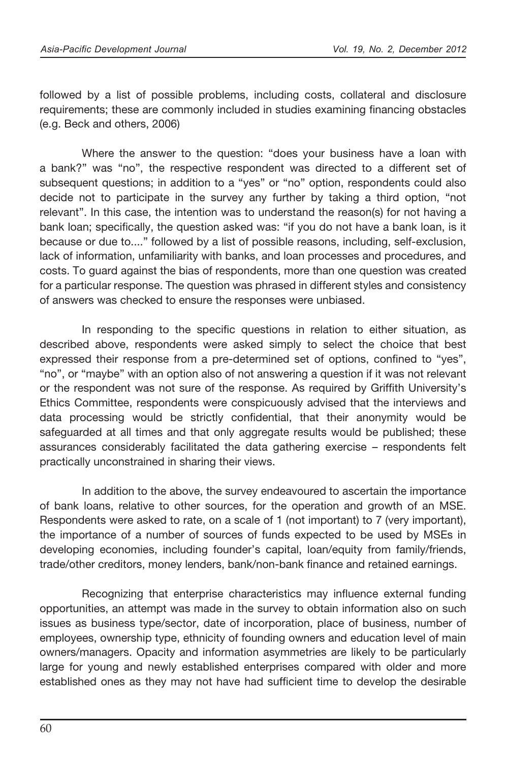followed by a list of possible problems, including costs, collateral and disclosure requirements; these are commonly included in studies examining financing obstacles (e.g. Beck and others, 2006)

Where the answer to the question: "does your business have a loan with a bank?" was "no", the respective respondent was directed to a different set of subsequent questions; in addition to a "yes" or "no" option, respondents could also decide not to participate in the survey any further by taking a third option, "not relevant". In this case, the intention was to understand the reason(s) for not having a bank loan; specifically, the question asked was: "if you do not have a bank loan, is it because or due to...." followed by a list of possible reasons, including, self-exclusion, lack of information, unfamiliarity with banks, and loan processes and procedures, and costs. To guard against the bias of respondents, more than one question was created for a particular response. The question was phrased in different styles and consistency of answers was checked to ensure the responses were unbiased.

In responding to the specific questions in relation to either situation, as described above, respondents were asked simply to select the choice that best expressed their response from a pre-determined set of options, confined to "yes", "no", or "maybe" with an option also of not answering a question if it was not relevant or the respondent was not sure of the response. As required by Griffith University's Ethics Committee, respondents were conspicuously advised that the interviews and data processing would be strictly confidential, that their anonymity would be safeguarded at all times and that only aggregate results would be published; these assurances considerably facilitated the data gathering exercise – respondents felt practically unconstrained in sharing their views.

In addition to the above, the survey endeavoured to ascertain the importance of bank loans, relative to other sources, for the operation and growth of an MSE. Respondents were asked to rate, on a scale of 1 (not important) to 7 (very important), the importance of a number of sources of funds expected to be used by MSEs in developing economies, including founder's capital, loan/equity from family/friends, trade/other creditors, money lenders, bank/non-bank finance and retained earnings.

Recognizing that enterprise characteristics may influence external funding opportunities, an attempt was made in the survey to obtain information also on such issues as business type/sector, date of incorporation, place of business, number of employees, ownership type, ethnicity of founding owners and education level of main owners/managers. Opacity and information asymmetries are likely to be particularly large for young and newly established enterprises compared with older and more established ones as they may not have had sufficient time to develop the desirable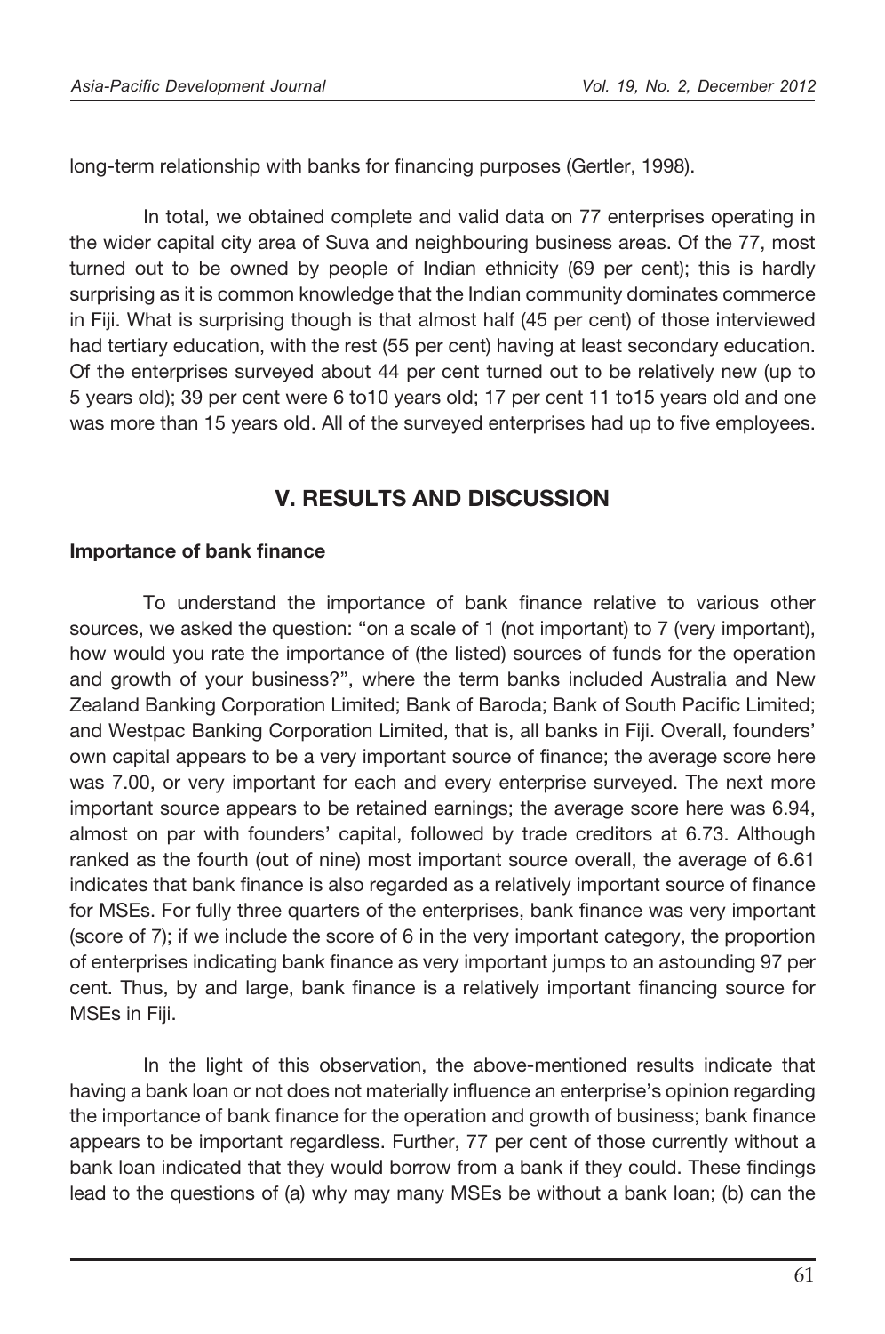long-term relationship with banks for financing purposes (Gertler, 1998).

In total, we obtained complete and valid data on 77 enterprises operating in the wider capital city area of Suva and neighbouring business areas. Of the 77, most turned out to be owned by people of Indian ethnicity (69 per cent); this is hardly surprising as it is common knowledge that the Indian community dominates commerce in Fiji. What is surprising though is that almost half (45 per cent) of those interviewed had tertiary education, with the rest (55 per cent) having at least secondary education. Of the enterprises surveyed about 44 per cent turned out to be relatively new (up to 5 years old); 39 per cent were 6 to10 years old; 17 per cent 11 to15 years old and one was more than 15 years old. All of the surveyed enterprises had up to five employees.

## V. RESULTS AND DISCUSSION

### Importance of bank finance

To understand the importance of bank finance relative to various other sources, we asked the question: "on a scale of 1 (not important) to 7 (very important), how would you rate the importance of (the listed) sources of funds for the operation and growth of your business?", where the term banks included Australia and New Zealand Banking Corporation Limited; Bank of Baroda; Bank of South Pacific Limited; and Westpac Banking Corporation Limited, that is, all banks in Fiji. Overall, founders' own capital appears to be a very important source of finance; the average score here was 7.00, or very important for each and every enterprise surveyed. The next more important source appears to be retained earnings; the average score here was 6.94, almost on par with founders' capital, followed by trade creditors at 6.73. Although ranked as the fourth (out of nine) most important source overall, the average of 6.61 indicates that bank finance is also regarded as a relatively important source of finance for MSEs. For fully three quarters of the enterprises, bank finance was very important (score of 7); if we include the score of 6 in the very important category, the proportion of enterprises indicating bank finance as very important jumps to an astounding 97 per cent. Thus, by and large, bank finance is a relatively important financing source for MSEs in Fiji.

In the light of this observation, the above-mentioned results indicate that having a bank loan or not does not materially influence an enterprise's opinion regarding the importance of bank finance for the operation and growth of business; bank finance appears to be important regardless. Further, 77 per cent of those currently without a bank loan indicated that they would borrow from a bank if they could. These findings lead to the questions of (a) why may many MSEs be without a bank loan; (b) can the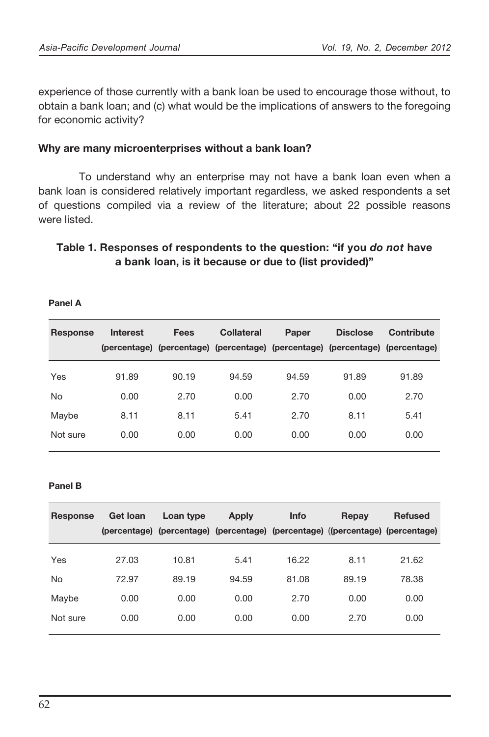experience of those currently with a bank loan be used to encourage those without, to obtain a bank loan; and (c) what would be the implications of answers to the foregoing for economic activity?

**Why are many microenterprises without a bank loan?**

To understand why an enterprise may not have a bank loan even when a bank loan is considered relatively important regardless, we asked respondents a set of questions compiled via a review of the literature; about 22 possible reasons were listed.

**Table 1. Responses of respondents to the question: "if you *do not* have a bank loan, is it because or due to (list provided)"**

**Panel A**

| Response | Interest (percentage) | Fees (percentage) | Collateral (percentage) | Paper (percentage) | Disclose (percentage) | Contribute (percentage) |
|---|---|---|---|---|---|---|
| Yes | 91.89 | 90.19 | 94.59 | 94.59 | 91.89 | 91.89 |
| No | 0.00 | 2.70 | 0.00 | 2.70 | 0.00 | 2.70 |
| Maybe | 8.11 | 8.11 | 5.41 | 2.70 | 8.11 | 5.41 |
| Not sure | 0.00 | 0.00 | 0.00 | 0.00 | 0.00 | 0.00 |

**Panel B**

| Response | Get loan (percentage) | Loan type (percentage) | Apply (percentage) | Info (percentage) | Repay ((percentage) | Refused (percentage) |
|---|---|---|---|---|---|---|
| Yes | 27.03 | 10.81 | 5.41 | 16.22 | 8.11 | 21.62 |
| No | 72.97 | 89.19 | 94.59 | 81.08 | 89.19 | 78.38 |
| Maybe | 0.00 | 0.00 | 0.00 | 2.70 | 0.00 | 0.00 |
| Not sure | 0.00 | 0.00 | 0.00 | 0.00 | 2.70 | 0.00 |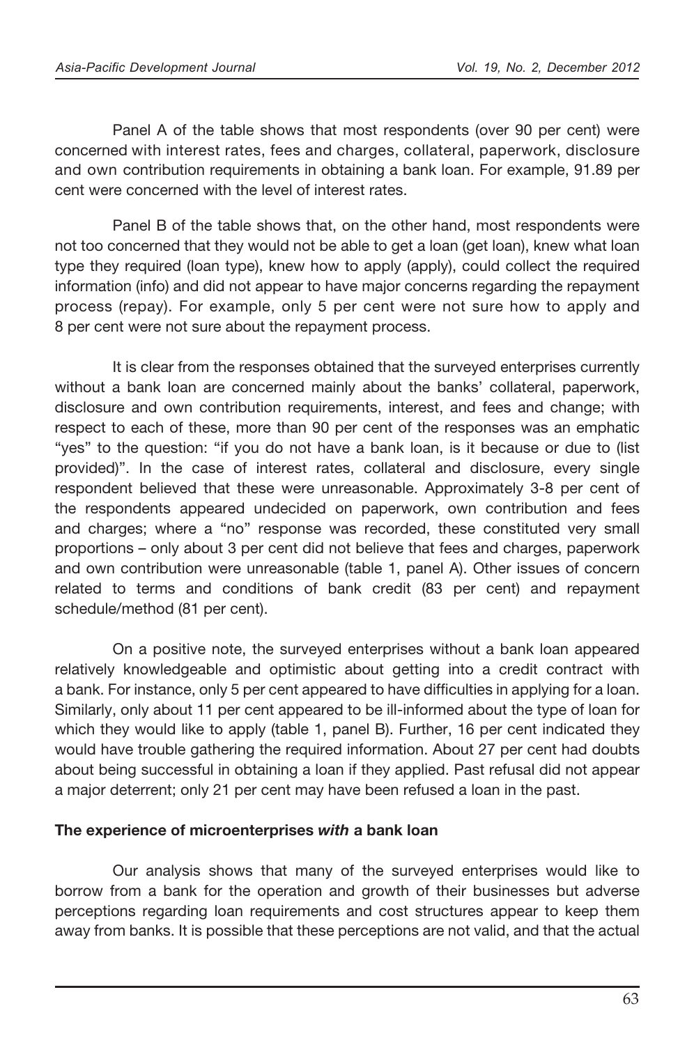Panel A of the table shows that most respondents (over 90 per cent) were concerned with interest rates, fees and charges, collateral, paperwork, disclosure and own contribution requirements in obtaining a bank loan. For example, 91.89 per cent were concerned with the level of interest rates.

Panel B of the table shows that, on the other hand, most respondents were not too concerned that they would not be able to get a loan (get loan), knew what loan type they required (loan type), knew how to apply (apply), could collect the required information (info) and did not appear to have major concerns regarding the repayment process (repay). For example, only 5 per cent were not sure how to apply and 8 per cent were not sure about the repayment process.

It is clear from the responses obtained that the surveyed enterprises currently without a bank loan are concerned mainly about the banks' collateral, paperwork, disclosure and own contribution requirements, interest, and fees and change; with respect to each of these, more than 90 per cent of the responses was an emphatic "yes" to the question: "if you do not have a bank loan, is it because or due to (list provided)". In the case of interest rates, collateral and disclosure, every single respondent believed that these were unreasonable. Approximately 3-8 per cent of the respondents appeared undecided on paperwork, own contribution and fees and charges; where a "no" response was recorded, these constituted very small proportions – only about 3 per cent did not believe that fees and charges, paperwork and own contribution were unreasonable (table 1, panel A). Other issues of concern related to terms and conditions of bank credit (83 per cent) and repayment schedule/method (81 per cent).

On a positive note, the surveyed enterprises without a bank loan appeared relatively knowledgeable and optimistic about getting into a credit contract with a bank. For instance, only 5 per cent appeared to have difficulties in applying for a loan. Similarly, only about 11 per cent appeared to be ill-informed about the type of loan for which they would like to apply (table 1, panel B). Further, 16 per cent indicated they would have trouble gathering the required information. About 27 per cent had doubts about being successful in obtaining a loan if they applied. Past refusal did not appear a major deterrent; only 21 per cent may have been refused a loan in the past.

**The experience of microenterprises *with* a bank loan**

Our analysis shows that many of the surveyed enterprises would like to borrow from a bank for the operation and growth of their businesses but adverse perceptions regarding loan requirements and cost structures appear to keep them away from banks. It is possible that these perceptions are not valid, and that the actual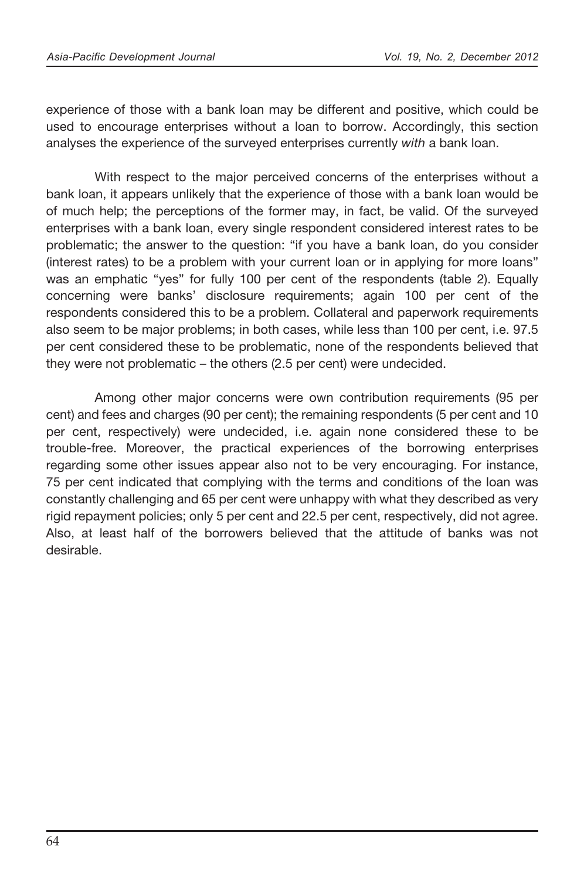experience of those with a bank loan may be different and positive, which could be used to encourage enterprises without a loan to borrow. Accordingly, this section analyses the experience of the surveyed enterprises currently *with* a bank loan.

With respect to the major perceived concerns of the enterprises without a bank loan, it appears unlikely that the experience of those with a bank loan would be of much help; the perceptions of the former may, in fact, be valid. Of the surveyed enterprises with a bank loan, every single respondent considered interest rates to be problematic; the answer to the question: "if you have a bank loan, do you consider (interest rates) to be a problem with your current loan or in applying for more loans" was an emphatic "yes" for fully 100 per cent of the respondents (table 2). Equally concerning were banks' disclosure requirements; again 100 per cent of the respondents considered this to be a problem. Collateral and paperwork requirements also seem to be major problems; in both cases, while less than 100 per cent, i.e. 97.5 per cent considered these to be problematic, none of the respondents believed that they were not problematic – the others (2.5 per cent) were undecided.

Among other major concerns were own contribution requirements (95 per cent) and fees and charges (90 per cent); the remaining respondents (5 per cent and 10 per cent, respectively) were undecided, i.e. again none considered these to be trouble-free. Moreover, the practical experiences of the borrowing enterprises regarding some other issues appear also not to be very encouraging. For instance, 75 per cent indicated that complying with the terms and conditions of the loan was constantly challenging and 65 per cent were unhappy with what they described as very rigid repayment policies; only 5 per cent and 22.5 per cent, respectively, did not agree. Also, at least half of the borrowers believed that the attitude of banks was not desirable.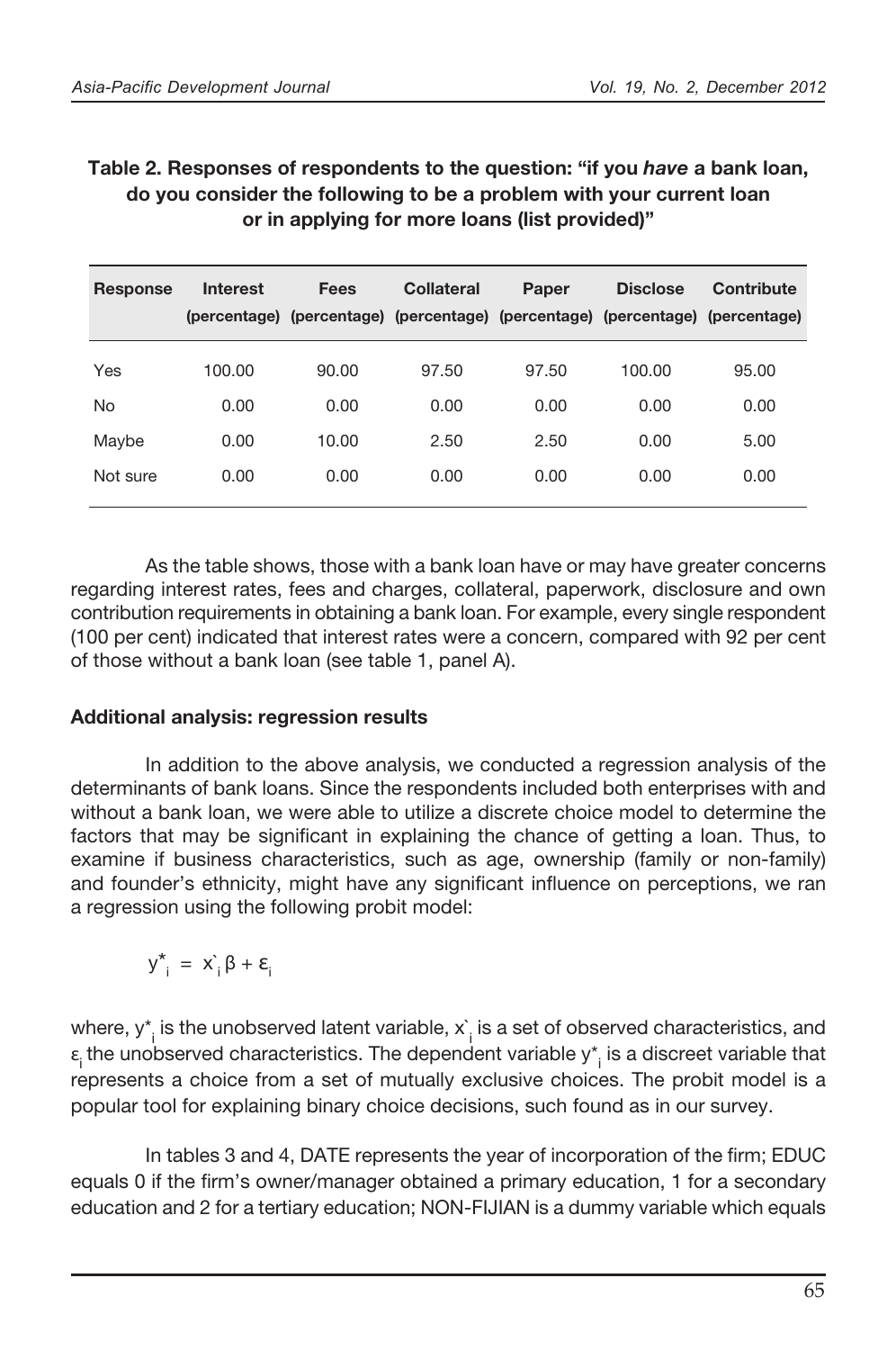**Table 2. Responses of respondents to the question: "if you *have* a bank loan, do you consider the following to be a problem with your current loan or in applying for more loans (list provided)"**

| Response | Interest (percentage) | Fees (percentage) | Collateral (percentage) | Paper (percentage) | Disclose (percentage) | Contribute (percentage) |
|---|---|---|---|---|---|---|
| Yes | 100.00 | 90.00 | 97.50 | 97.50 | 100.00 | 95.00 |
| No | 0.00 | 0.00 | 0.00 | 0.00 | 0.00 | 0.00 |
| Maybe | 0.00 | 10.00 | 2.50 | 2.50 | 0.00 | 5.00 |
| Not sure | 0.00 | 0.00 | 0.00 | 0.00 | 0.00 | 0.00 |

As the table shows, those with a bank loan have or may have greater concerns regarding interest rates, fees and charges, collateral, paperwork, disclosure and own contribution requirements in obtaining a bank loan. For example, every single respondent (100 per cent) indicated that interest rates were a concern, compared with 92 per cent of those without a bank loan (see table 1, panel A).

**Additional analysis: regression results**

In addition to the above analysis, we conducted a regression analysis of the determinants of bank loans. Since the respondents included both enterprises with and without a bank loan, we were able to utilize a discrete choice model to determine the factors that may be significant in explaining the chance of getting a loan. Thus, to examine if business characteristics, such as age, ownership (family or non-family) and founder's ethnicity, might have any significant influence on perceptions, we ran a regression using the following probit model:

$$y^*_i = x`_i \beta + \varepsilon_i$$

where, $y^*_i$ is the unobserved latent variable, $x`_i$ is a set of observed characteristics, and $\varepsilon_i$ the unobserved characteristics. The dependent variable $y^*_i$ is a discreet variable that represents a choice from a set of mutually exclusive choices. The probit model is a popular tool for explaining binary choice decisions, such found as in our survey.

In tables 3 and 4, DATE represents the year of incorporation of the firm; EDUC equals 0 if the firm's owner/manager obtained a primary education, 1 for a secondary education and 2 for a tertiary education; NON-FIJIAN is a dummy variable which equals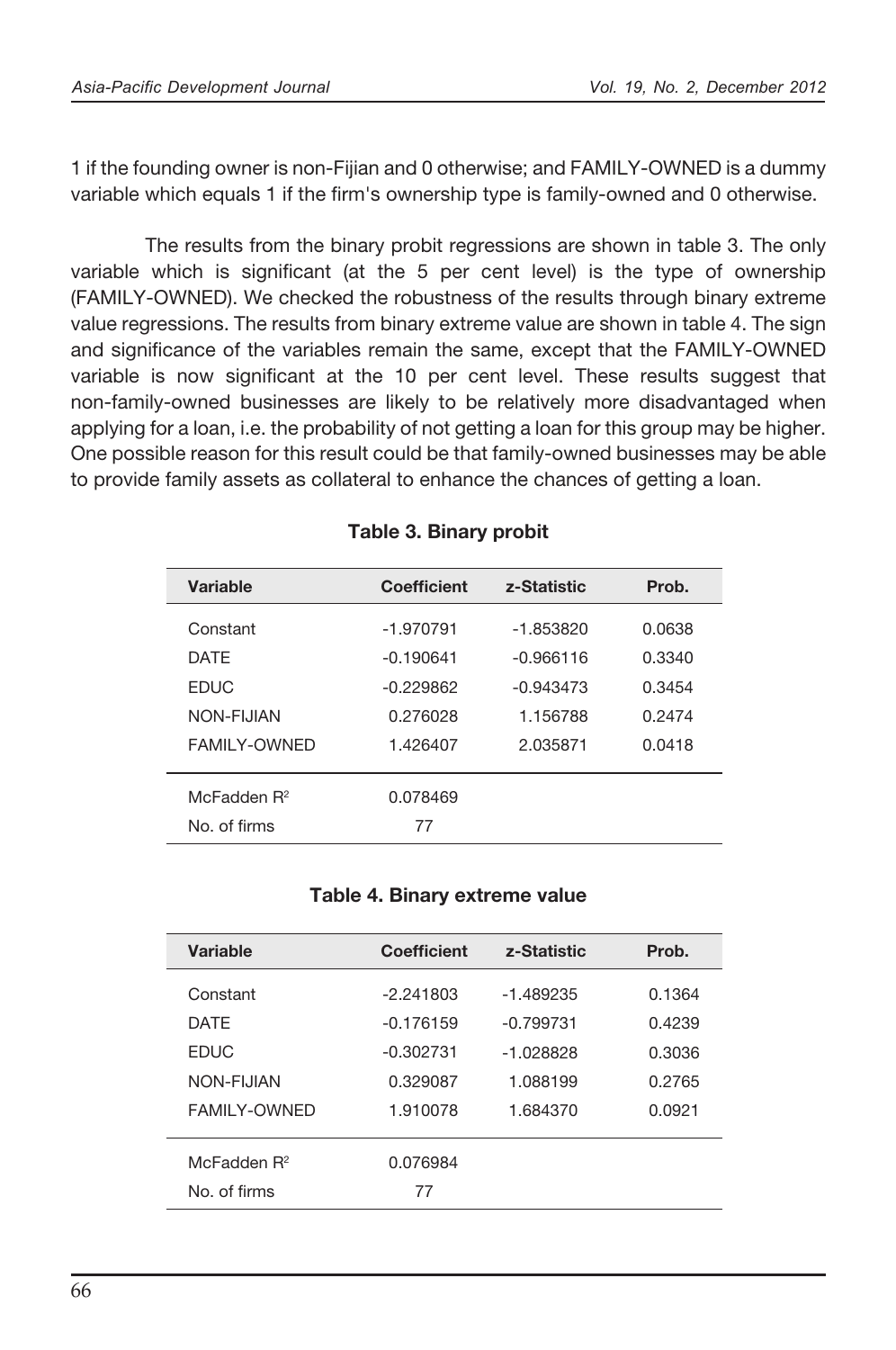1 if the founding owner is non-Fijian and 0 otherwise; and FAMILY-OWNED is a dummy variable which equals 1 if the firm's ownership type is family-owned and 0 otherwise.

The results from the binary probit regressions are shown in table 3. The only variable which is significant (at the 5 per cent level) is the type of ownership (FAMILY-OWNED). We checked the robustness of the results through binary extreme value regressions. The results from binary extreme value are shown in table 4. The sign and significance of the variables remain the same, except that the FAMILY-OWNED variable is now significant at the 10 per cent level. These results suggest that non-family-owned businesses are likely to be relatively more disadvantaged when applying for a loan, i.e. the probability of not getting a loan for this group may be higher. One possible reason for this result could be that family-owned businesses may be able to provide family assets as collateral to enhance the chances of getting a loan.

**Table 3. Binary probit**

| Variable | Coefficient | z-Statistic | Prob. |
|---|---|---|---|
| Constant | -1.970791 | -1.853820 | 0.0638 |
| DATE | -0.190641 | -0.966116 | 0.3340 |
| EDUC | -0.229862 | -0.943473 | 0.3454 |
| NON-FIJIAN | 0.276028 | 1.156788 | 0.2474 |
| FAMILY-OWNED | 1.426407 | 2.035871 | 0.0418 |
| McFadden $R^2$ | 0.078469 | | |
| No. of firms | 77 | | |

**Table 4. Binary extreme value**

| Variable | Coefficient | z-Statistic | Prob. |
|---|---|---|---|
| Constant | -2.241803 | -1.489235 | 0.1364 |
| DATE | -0.176159 | -0.799731 | 0.4239 |
| EDUC | -0.302731 | -1.028828 | 0.3036 |
| NON-FIJIAN | 0.329087 | 1.088199 | 0.2765 |
| FAMILY-OWNED | 1.910078 | 1.684370 | 0.0921 |
| McFadden $R^2$ | 0.076984 | | |
| No. of firms | 77 | | |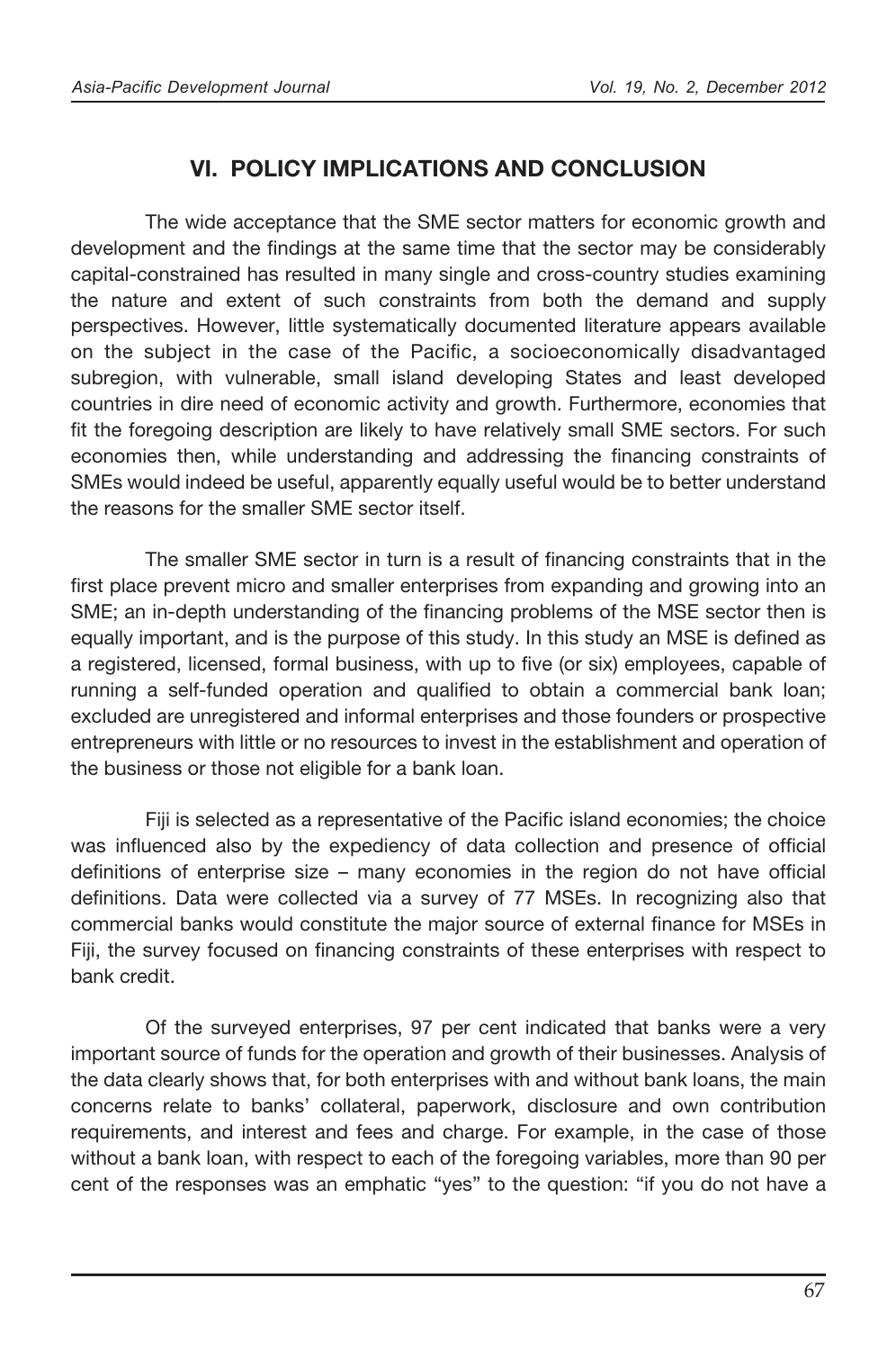## VI. POLICY IMPLICATIONS AND CONCLUSION

The wide acceptance that the SME sector matters for economic growth and development and the findings at the same time that the sector may be considerably capital-constrained has resulted in many single and cross-country studies examining the nature and extent of such constraints from both the demand and supply perspectives. However, little systematically documented literature appears available on the subject in the case of the Pacific, a socioeconomically disadvantaged subregion, with vulnerable, small island developing States and least developed countries in dire need of economic activity and growth. Furthermore, economies that fit the foregoing description are likely to have relatively small SME sectors. For such economies then, while understanding and addressing the financing constraints of SMEs would indeed be useful, apparently equally useful would be to better understand the reasons for the smaller SME sector itself.

The smaller SME sector in turn is a result of financing constraints that in the first place prevent micro and smaller enterprises from expanding and growing into an SME; an in-depth understanding of the financing problems of the MSE sector then is equally important, and is the purpose of this study. In this study an MSE is defined as a registered, licensed, formal business, with up to five (or six) employees, capable of running a self-funded operation and qualified to obtain a commercial bank loan; excluded are unregistered and informal enterprises and those founders or prospective entrepreneurs with little or no resources to invest in the establishment and operation of the business or those not eligible for a bank loan.

Fiji is selected as a representative of the Pacific island economies; the choice was influenced also by the expediency of data collection and presence of official definitions of enterprise size – many economies in the region do not have official definitions. Data were collected via a survey of 77 MSEs. In recognizing also that commercial banks would constitute the major source of external finance for MSEs in Fiji, the survey focused on financing constraints of these enterprises with respect to bank credit.

Of the surveyed enterprises, 97 per cent indicated that banks were a very important source of funds for the operation and growth of their businesses. Analysis of the data clearly shows that, for both enterprises with and without bank loans, the main concerns relate to banks' collateral, paperwork, disclosure and own contribution requirements, and interest and fees and charge. For example, in the case of those without a bank loan, with respect to each of the foregoing variables, more than 90 per cent of the responses was an emphatic "yes" to the question: "if you do not have a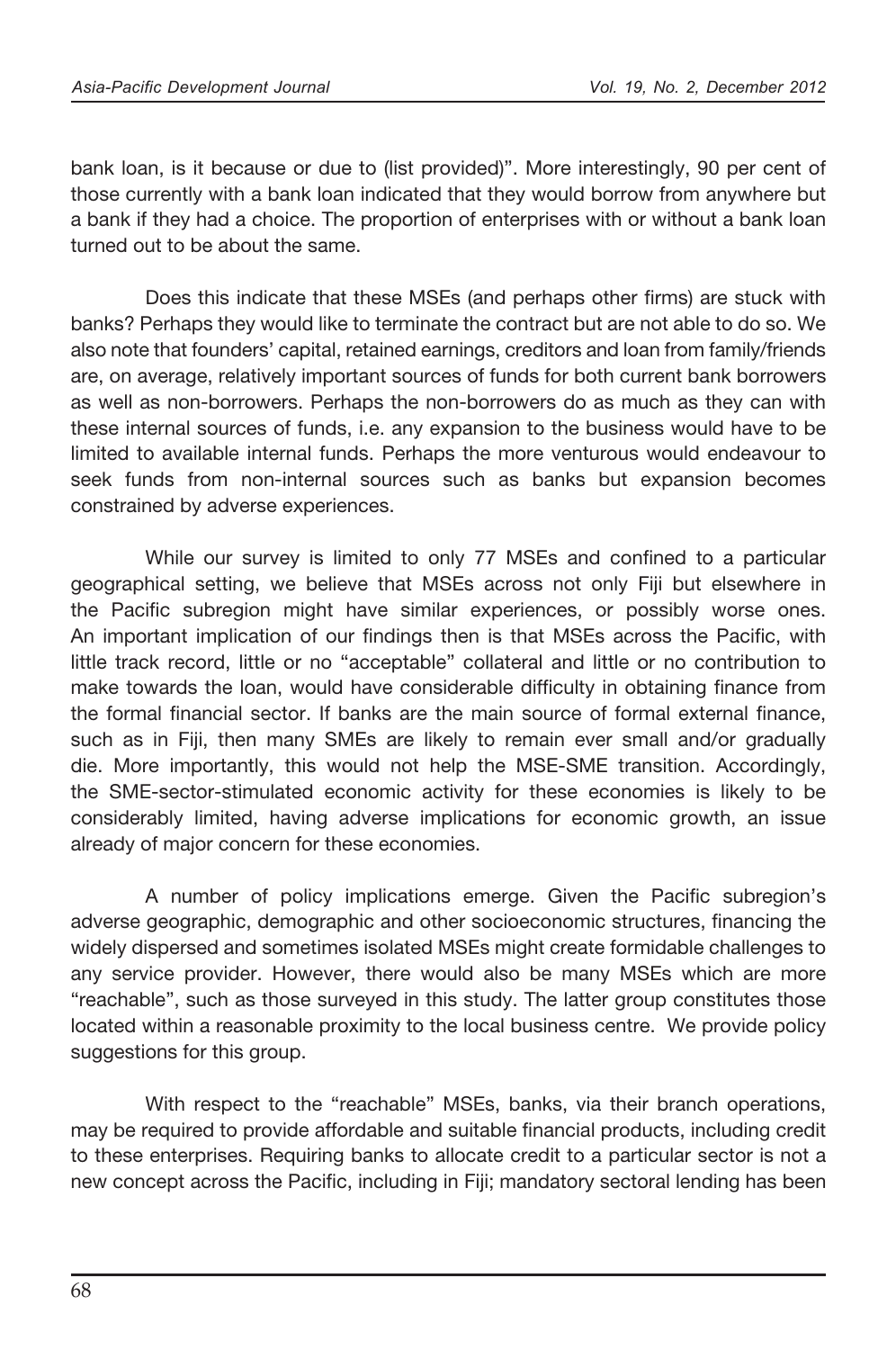bank loan, is it because or due to (list provided)". More interestingly, 90 per cent of those currently with a bank loan indicated that they would borrow from anywhere but a bank if they had a choice. The proportion of enterprises with or without a bank loan turned out to be about the same.

Does this indicate that these MSEs (and perhaps other firms) are stuck with banks? Perhaps they would like to terminate the contract but are not able to do so. We also note that founders' capital, retained earnings, creditors and loan from family/friends are, on average, relatively important sources of funds for both current bank borrowers as well as non-borrowers. Perhaps the non-borrowers do as much as they can with these internal sources of funds, i.e. any expansion to the business would have to be limited to available internal funds. Perhaps the more venturous would endeavour to seek funds from non-internal sources such as banks but expansion becomes constrained by adverse experiences.

While our survey is limited to only 77 MSEs and confined to a particular geographical setting, we believe that MSEs across not only Fiji but elsewhere in the Pacific subregion might have similar experiences, or possibly worse ones. An important implication of our findings then is that MSEs across the Pacific, with little track record, little or no "acceptable" collateral and little or no contribution to make towards the loan, would have considerable difficulty in obtaining finance from the formal financial sector. If banks are the main source of formal external finance, such as in Fiji, then many SMEs are likely to remain ever small and/or gradually die. More importantly, this would not help the MSE-SME transition. Accordingly, the SME-sector-stimulated economic activity for these economies is likely to be considerably limited, having adverse implications for economic growth, an issue already of major concern for these economies.

A number of policy implications emerge. Given the Pacific subregion's adverse geographic, demographic and other socioeconomic structures, financing the widely dispersed and sometimes isolated MSEs might create formidable challenges to any service provider. However, there would also be many MSEs which are more "reachable", such as those surveyed in this study. The latter group constitutes those located within a reasonable proximity to the local business centre. We provide policy suggestions for this group.

With respect to the "reachable" MSEs, banks, via their branch operations, may be required to provide affordable and suitable financial products, including credit to these enterprises. Requiring banks to allocate credit to a particular sector is not a new concept across the Pacific, including in Fiji; mandatory sectoral lending has been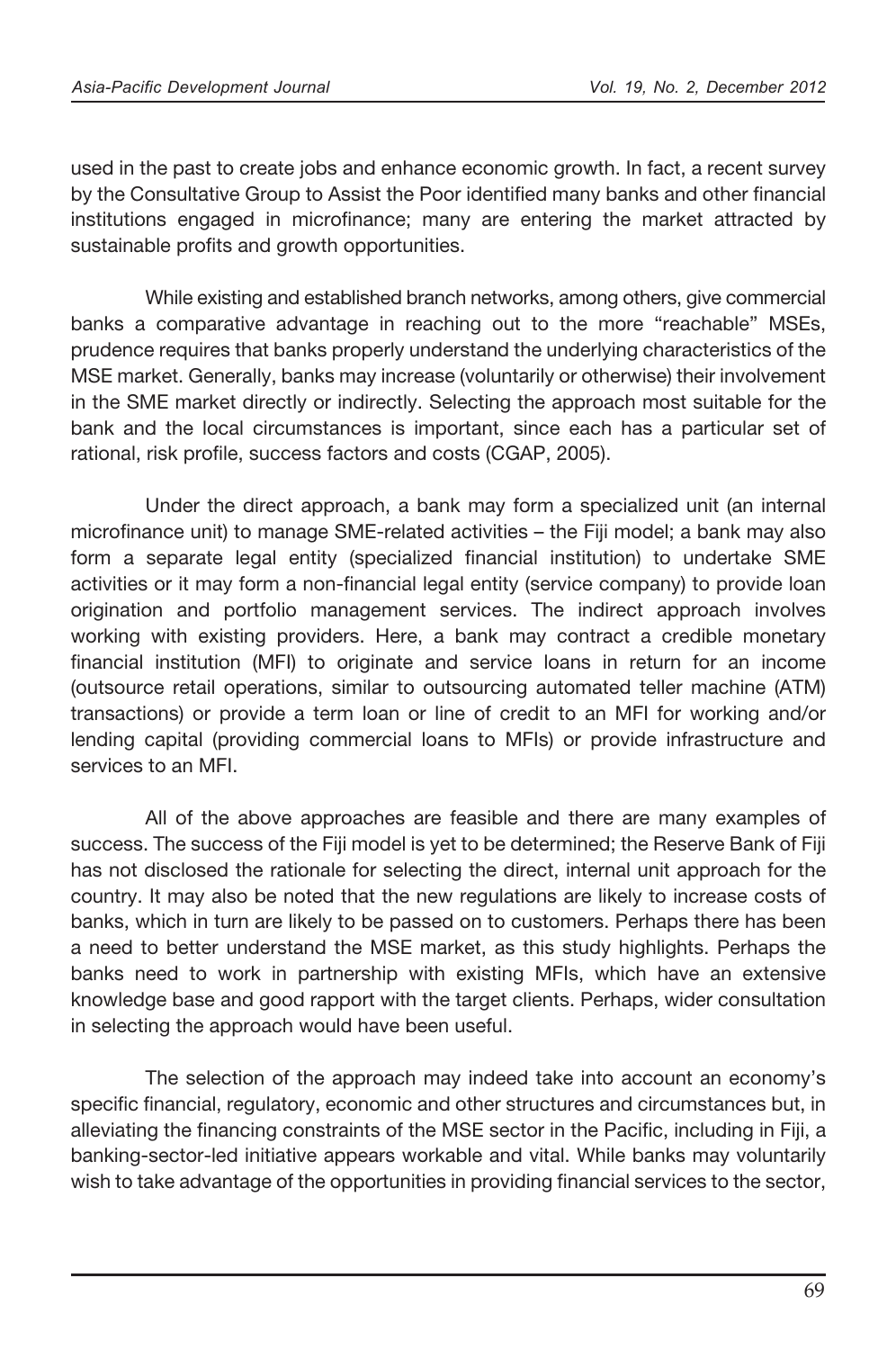used in the past to create jobs and enhance economic growth. In fact, a recent survey by the Consultative Group to Assist the Poor identified many banks and other financial institutions engaged in microfinance; many are entering the market attracted by sustainable profits and growth opportunities.

While existing and established branch networks, among others, give commercial banks a comparative advantage in reaching out to the more "reachable" MSEs, prudence requires that banks properly understand the underlying characteristics of the MSE market. Generally, banks may increase (voluntarily or otherwise) their involvement in the SME market directly or indirectly. Selecting the approach most suitable for the bank and the local circumstances is important, since each has a particular set of rational, risk profile, success factors and costs (CGAP, 2005).

Under the direct approach, a bank may form a specialized unit (an internal microfinance unit) to manage SME-related activities – the Fiji model; a bank may also form a separate legal entity (specialized financial institution) to undertake SME activities or it may form a non-financial legal entity (service company) to provide loan origination and portfolio management services. The indirect approach involves working with existing providers. Here, a bank may contract a credible monetary financial institution (MFI) to originate and service loans in return for an income (outsource retail operations, similar to outsourcing automated teller machine (ATM) transactions) or provide a term loan or line of credit to an MFI for working and/or lending capital (providing commercial loans to MFIs) or provide infrastructure and services to an MFI.

All of the above approaches are feasible and there are many examples of success. The success of the Fiji model is yet to be determined; the Reserve Bank of Fiji has not disclosed the rationale for selecting the direct, internal unit approach for the country. It may also be noted that the new regulations are likely to increase costs of banks, which in turn are likely to be passed on to customers. Perhaps there has been a need to better understand the MSE market, as this study highlights. Perhaps the banks need to work in partnership with existing MFIs, which have an extensive knowledge base and good rapport with the target clients. Perhaps, wider consultation in selecting the approach would have been useful.

The selection of the approach may indeed take into account an economy's specific financial, regulatory, economic and other structures and circumstances but, in alleviating the financing constraints of the MSE sector in the Pacific, including in Fiji, a banking-sector-led initiative appears workable and vital. While banks may voluntarily wish to take advantage of the opportunities in providing financial services to the sector,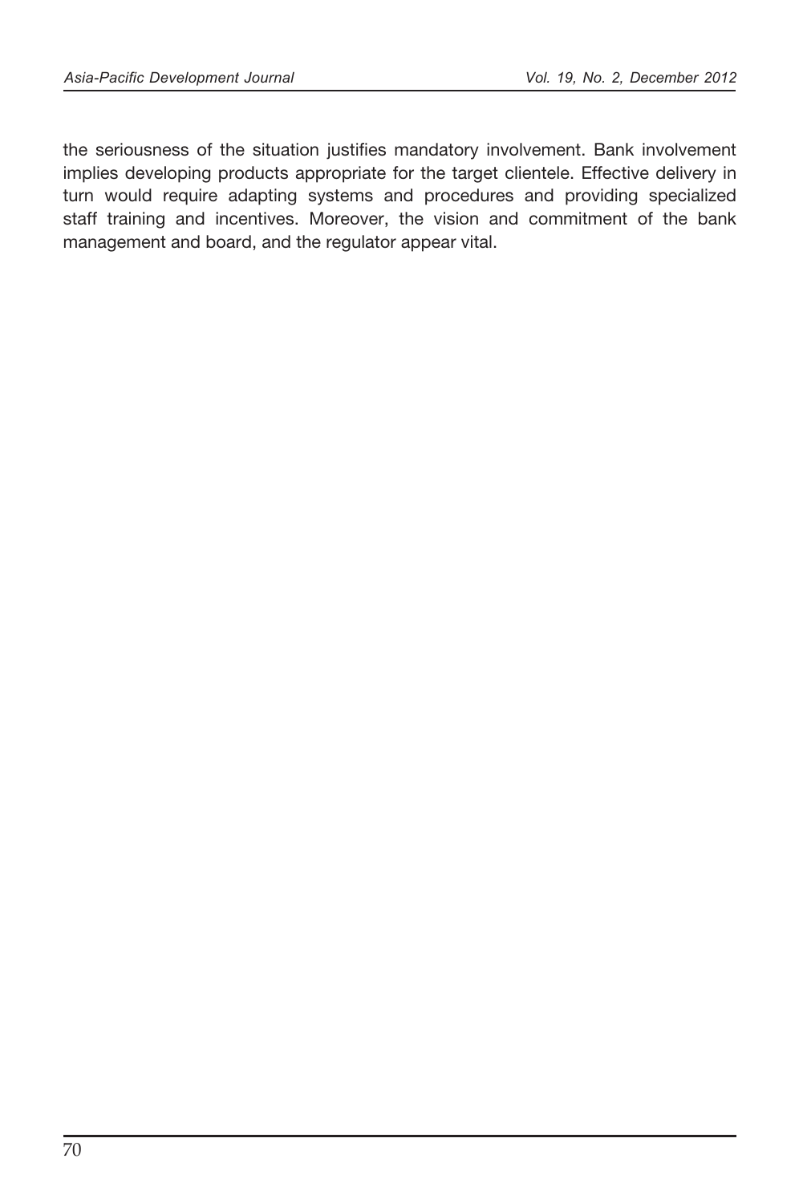the seriousness of the situation justifies mandatory involvement. Bank involvement implies developing products appropriate for the target clientele. Effective delivery in turn would require adapting systems and procedures and providing specialized staff training and incentives. Moreover, the vision and commitment of the bank management and board, and the regulator appear vital.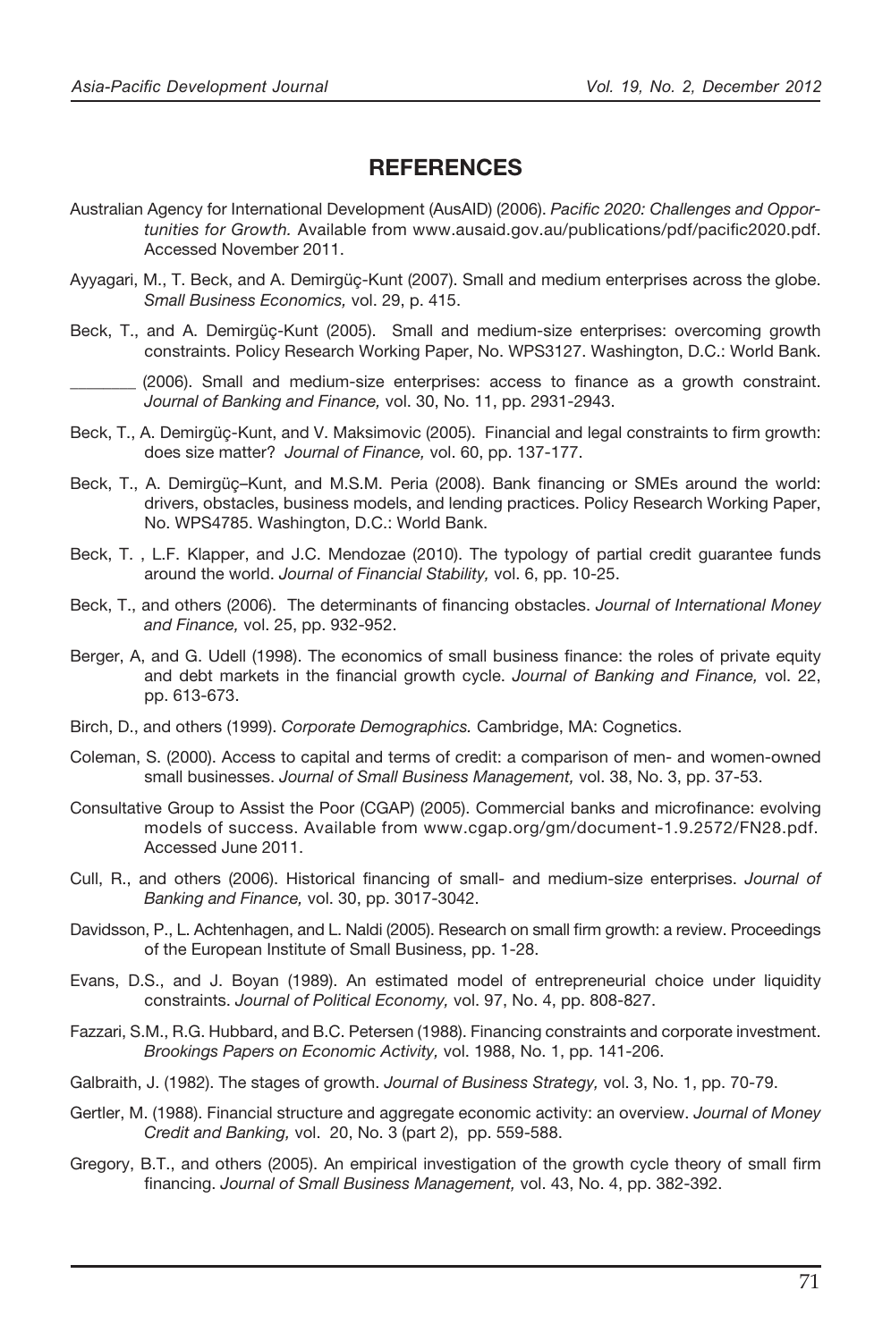# REFERENCES

Australian Agency for International Development (AusAID) (2006). *Pacific 2020: Challenges and Opportunities for Growth.* Available from www.ausaid.gov.au/publications/pdf/pacific2020.pdf. Accessed November 2011.

Ayyagari, M., T. Beck, and A. Demirgüç-Kunt (2007). Small and medium enterprises across the globe. *Small Business Economics,* vol. 29, p. 415.

Beck, T., and A. Demirgüç-Kunt (2005). Small and medium-size enterprises: overcoming growth constraints. Policy Research Working Paper, No. WPS3127. Washington, D.C.: World Bank.

________ (2006). Small and medium-size enterprises: access to finance as a growth constraint. *Journal of Banking and Finance,* vol. 30, No. 11, pp. 2931-2943.

Beck, T., A. Demirgüç-Kunt, and V. Maksimovic (2005). Financial and legal constraints to firm growth: does size matter? *Journal of Finance,* vol. 60, pp. 137-177.

Beck, T., A. Demirgüç–Kunt, and M.S.M. Peria (2008). Bank financing or SMEs around the world: drivers, obstacles, business models, and lending practices. Policy Research Working Paper, No. WPS4785. Washington, D.C.: World Bank.

Beck, T. , L.F. Klapper, and J.C. Mendozae (2010). The typology of partial credit guarantee funds around the world. *Journal of Financial Stability,* vol. 6, pp. 10-25.

Beck, T., and others (2006). The determinants of financing obstacles. *Journal of International Money and Finance,* vol. 25, pp. 932-952.

Berger, A, and G. Udell (1998). The economics of small business finance: the roles of private equity and debt markets in the financial growth cycle. *Journal of Banking and Finance,* vol. 22, pp. 613-673.

Birch, D., and others (1999). *Corporate Demographics.* Cambridge, MA: Cognetics.

Coleman, S. (2000). Access to capital and terms of credit: a comparison of men- and women-owned small businesses. *Journal of Small Business Management,* vol. 38, No. 3, pp. 37-53.

Consultative Group to Assist the Poor (CGAP) (2005). Commercial banks and microfinance: evolving models of success. Available from www.cgap.org/gm/document-1.9.2572/FN28.pdf. Accessed June 2011.

Cull, R., and others (2006). Historical financing of small- and medium-size enterprises. *Journal of Banking and Finance,* vol. 30, pp. 3017-3042.

Davidsson, P., L. Achtenhagen, and L. Naldi (2005). Research on small firm growth: a review. Proceedings of the European Institute of Small Business, pp. 1-28.

Evans, D.S., and J. Boyan (1989). An estimated model of entrepreneurial choice under liquidity constraints. *Journal of Political Economy,* vol. 97, No. 4, pp. 808-827.

Fazzari, S.M., R.G. Hubbard, and B.C. Petersen (1988). Financing constraints and corporate investment. *Brookings Papers on Economic Activity,* vol. 1988, No. 1, pp. 141-206.

Galbraith, J. (1982). The stages of growth. *Journal of Business Strategy,* vol. 3, No. 1, pp. 70-79.

Gertler, M. (1988). Financial structure and aggregate economic activity: an overview. *Journal of Money Credit and Banking,* vol. 20, No. 3 (part 2), pp. 559-588.

Gregory, B.T., and others (2005). An empirical investigation of the growth cycle theory of small firm financing. *Journal of Small Business Management,* vol. 43, No. 4, pp. 382-392.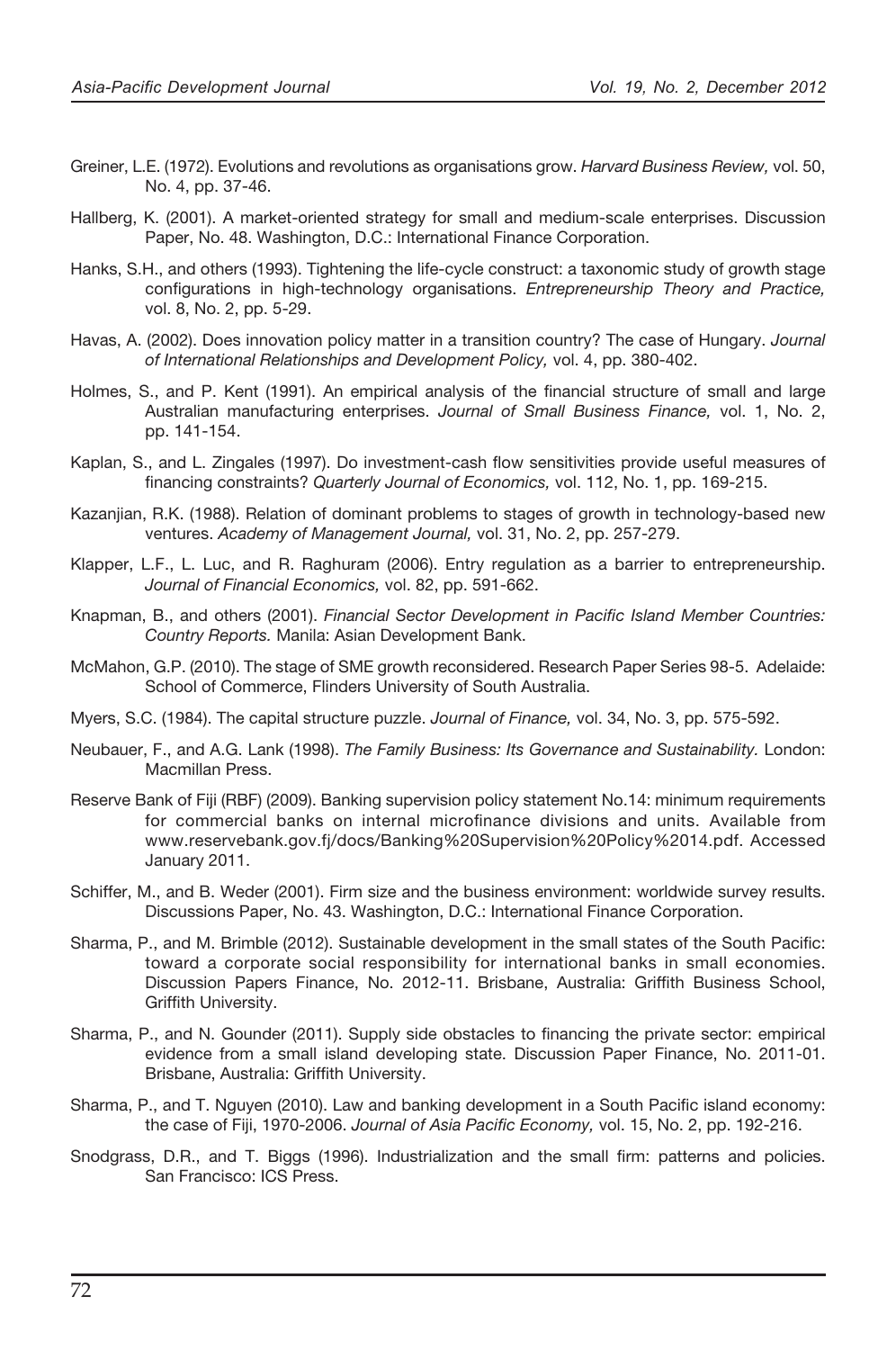Greiner, L.E. (1972). Evolutions and revolutions as organisations grow. *Harvard Business Review,* vol. 50, No. 4, pp. 37-46.

Hallberg, K. (2001). A market-oriented strategy for small and medium-scale enterprises. Discussion Paper, No. 48. Washington, D.C.: International Finance Corporation.

Hanks, S.H., and others (1993). Tightening the life-cycle construct: a taxonomic study of growth stage configurations in high-technology organisations. *Entrepreneurship Theory and Practice,* vol. 8, No. 2, pp. 5-29.

Havas, A. (2002). Does innovation policy matter in a transition country? The case of Hungary. *Journal of International Relationships and Development Policy,* vol. 4, pp. 380-402.

Holmes, S., and P. Kent (1991). An empirical analysis of the financial structure of small and large Australian manufacturing enterprises. *Journal of Small Business Finance,* vol. 1, No. 2, pp. 141-154.

Kaplan, S., and L. Zingales (1997). Do investment-cash flow sensitivities provide useful measures of financing constraints? *Quarterly Journal of Economics,* vol. 112, No. 1, pp. 169-215.

Kazanjian, R.K. (1988). Relation of dominant problems to stages of growth in technology-based new ventures. *Academy of Management Journal,* vol. 31, No. 2, pp. 257-279.

Klapper, L.F., L. Luc, and R. Raghuram (2006). Entry regulation as a barrier to entrepreneurship. *Journal of Financial Economics,* vol. 82, pp. 591-662.

Knapman, B., and others (2001). *Financial Sector Development in Pacific Island Member Countries: Country Reports.* Manila: Asian Development Bank.

McMahon, G.P. (2010). The stage of SME growth reconsidered. Research Paper Series 98-5. Adelaide: School of Commerce, Flinders University of South Australia.

Myers, S.C. (1984). The capital structure puzzle. *Journal of Finance,* vol. 34, No. 3, pp. 575-592.

Neubauer, F., and A.G. Lank (1998). *The Family Business: Its Governance and Sustainability.* London: Macmillan Press.

Reserve Bank of Fiji (RBF) (2009). Banking supervision policy statement No.14: minimum requirements for commercial banks on internal microfinance divisions and units. Available from www.reservebank.gov.fj/docs/Banking%20Supervision%20Policy%2014.pdf. Accessed January 2011.

Schiffer, M., and B. Weder (2001). Firm size and the business environment: worldwide survey results. Discussions Paper, No. 43. Washington, D.C.: International Finance Corporation.

Sharma, P., and M. Brimble (2012). Sustainable development in the small states of the South Pacific: toward a corporate social responsibility for international banks in small economies. Discussion Papers Finance, No. 2012-11. Brisbane, Australia: Griffith Business School, Griffith University.

Sharma, P., and N. Gounder (2011). Supply side obstacles to financing the private sector: empirical evidence from a small island developing state. Discussion Paper Finance, No. 2011-01. Brisbane, Australia: Griffith University.

Sharma, P., and T. Nguyen (2010). Law and banking development in a South Pacific island economy: the case of Fiji, 1970-2006. *Journal of Asia Pacific Economy,* vol. 15, No. 2, pp. 192-216.

Snodgrass, D.R., and T. Biggs (1996). Industrialization and the small firm: patterns and policies. San Francisco: ICS Press.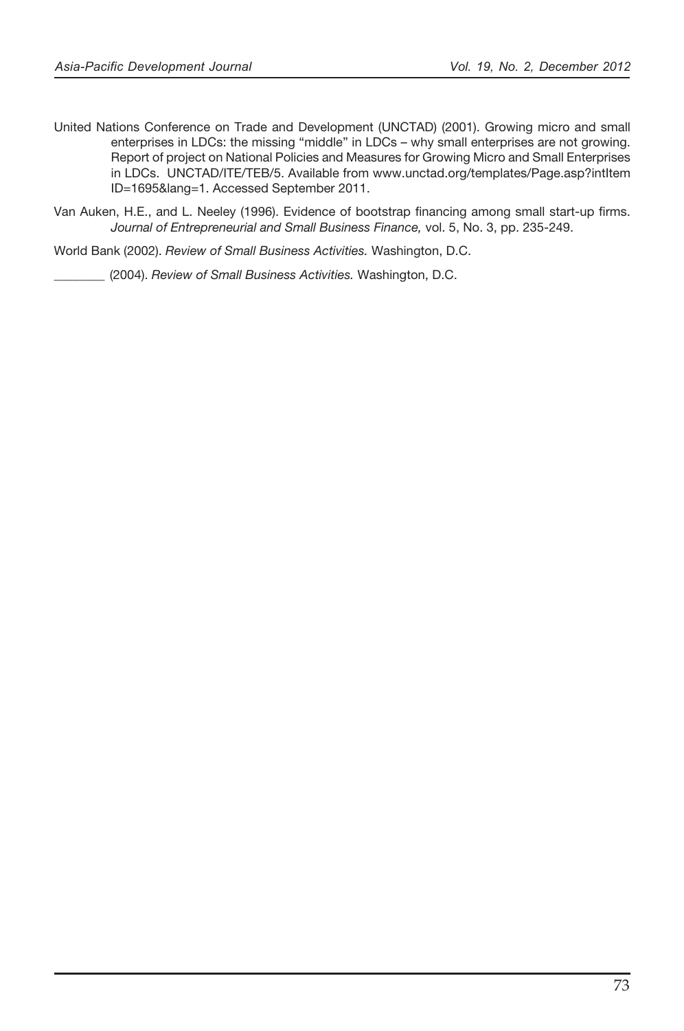United Nations Conference on Trade and Development (UNCTAD) (2001). Growing micro and small enterprises in LDCs: the missing "middle" in LDCs – why small enterprises are not growing. Report of project on National Policies and Measures for Growing Micro and Small Enterprises in LDCs. UNCTAD/ITE/TEB/5. Available from www.unctad.org/templates/Page.asp?intItem ID=1695&lang=1. Accessed September 2011.

Van Auken, H.E., and L. Neeley (1996). Evidence of bootstrap financing among small start-up firms. *Journal of Entrepreneurial and Small Business Finance,* vol. 5, No. 3, pp. 235-249.

World Bank (2002). *Review of Small Business Activities.* Washington, D.C.

________ (2004). *Review of Small Business Activities.* Washington, D.C.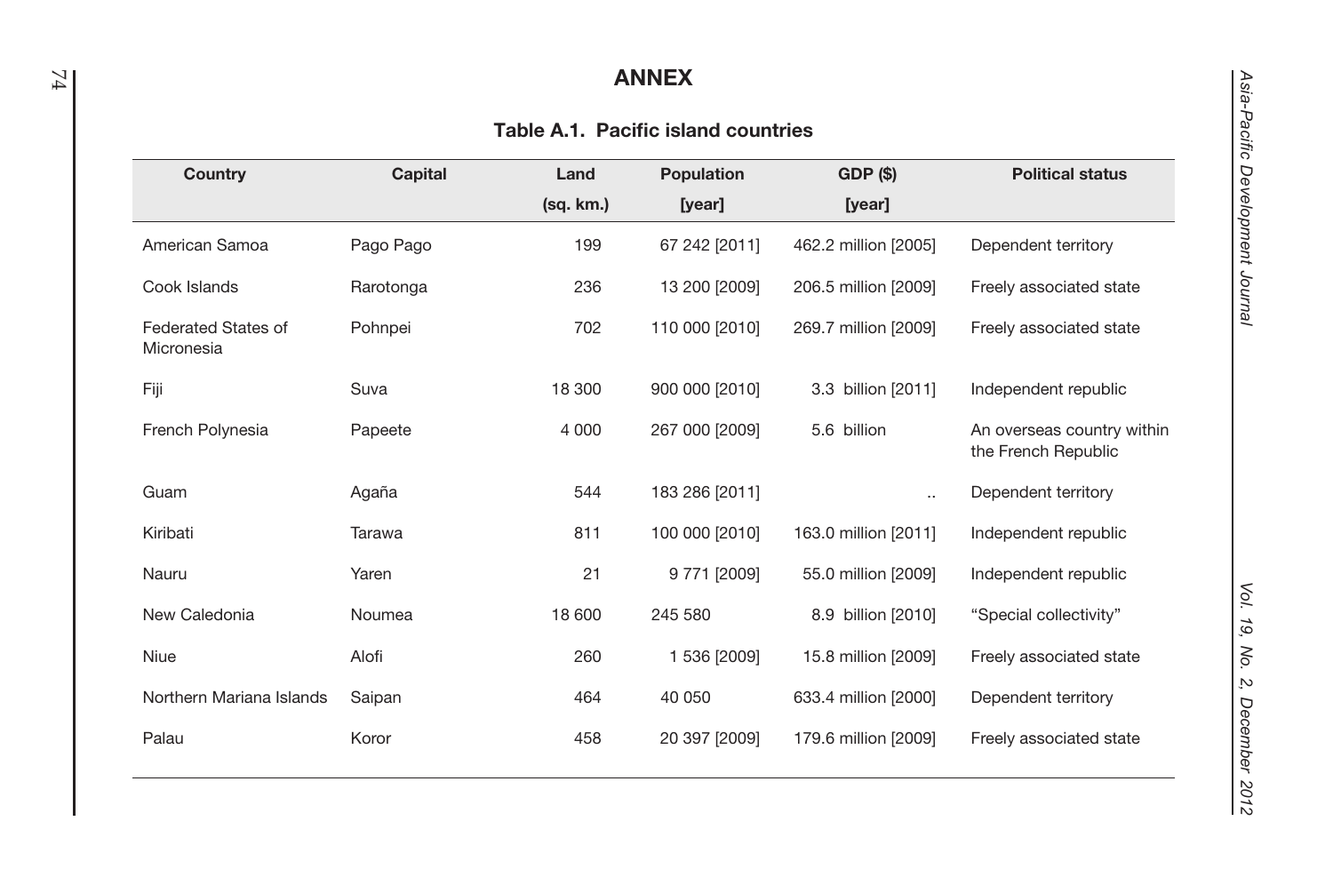# ANNEX

## Table A.1. Pacific island countries

| Country | Capital | Land (sq. km.) | Population [year] | GDP ($) [year] | Political status |
|---|---|---|---|---|---|
| American Samoa | Pago Pago | 199 | 67 242 [2011] | 462.2 million [2005] | Dependent territory |
| Cook Islands | Rarotonga | 236 | 13 200 [2009] | 206.5 million [2009] | Freely associated state |
| Federated States of Micronesia | Pohnpei | 702 | 110 000 [2010] | 269.7 million [2009] | Freely associated state |
| Fiji | Suva | 18 300 | 900 000 [2010] | 3.3 billion [2011] | Independent republic |
| French Polynesia | Papeete | 4 000 | 267 000 [2009] | 5.6 billion | An overseas country within the French Republic |
| Guam | Agaña | 544 | 183 286 [2011] | .. | Dependent territory |
| Kiribati | Tarawa | 811 | 100 000 [2010] | 163.0 million [2011] | Independent republic |
| Nauru | Yaren | 21 | 9 771 [2009] | 55.0 million [2009] | Independent republic |
| New Caledonia | Noumea | 18 600 | 245 580 | 8.9 billion [2010] | “Special collectivity” |
| Niue | Alofi | 260 | 1 536 [2009] | 15.8 million [2009] | Freely associated state |
| Northern Mariana Islands | Saipan | 464 | 40 050 | 633.4 million [2000] | Dependent territory |
| Palau | Koror | 458 | 20 397 [2009] | 179.6 million [2009] | Freely associated state |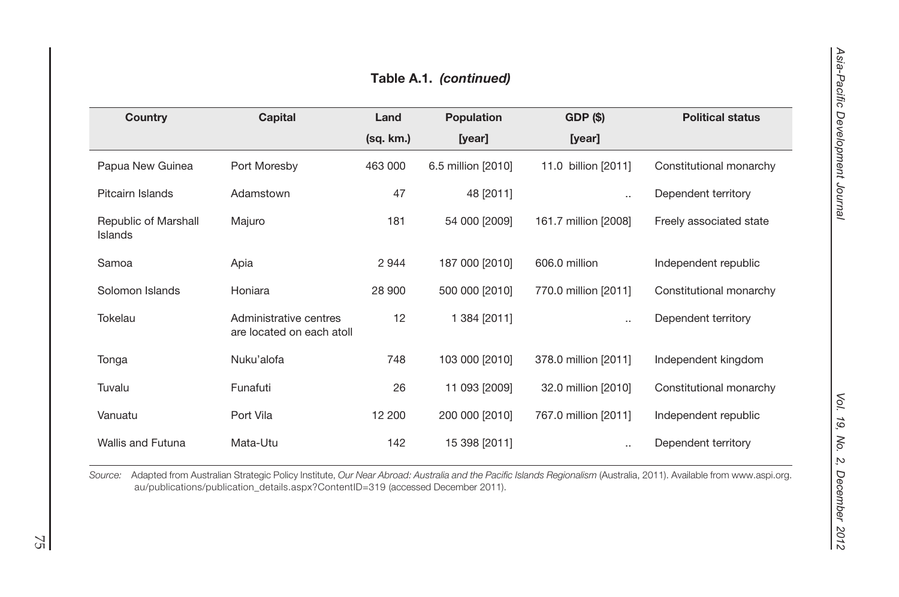**Table A.1. *(continued)***

| Country | Capital | Land (sq. km.) | Population [year] | GDP ($) [year] | Political status |
|---|---|---|---|---|---|
| Papua New Guinea | Port Moresby | 463 000 | 6.5 million [2010] | 11.0 billion [2011] | Constitutional monarchy |
| Pitcairn Islands | Adamstown | 47 | 48 [2011] | .. | Dependent territory |
| Republic of Marshall Islands | Majuro | 181 | 54 000 [2009] | 161.7 million [2008] | Freely associated state |
| Samoa | Apia | 2 944 | 187 000 [2010] | 606.0 million | Independent republic |
| Solomon Islands | Honiara | 28 900 | 500 000 [2010] | 770.0 million [2011] | Constitutional monarchy |
| Tokelau | Administrative centres are located on each atoll | 12 | 1 384 [2011] | .. | Dependent territory |
| Tonga | Nuku'alofa | 748 | 103 000 [2010] | 378.0 million [2011] | Independent kingdom |
| Tuvalu | Funafuti | 26 | 11 093 [2009] | 32.0 million [2010] | Constitutional monarchy |
| Vanuatu | Port Vila | 12 200 | 200 000 [2010] | 767.0 million [2011] | Independent republic |
| Wallis and Futuna | Mata-Utu | 142 | 15 398 [2011] | .. | Dependent territory |

*Source:* Adapted from Australian Strategic Policy Institute, *Our Near Abroad: Australia and the Pacific Islands Regionalism* (Australia, 2011). Available from www.aspi.org.au/publications/publication_details.aspx?ContentID=319 (accessed December 2011).